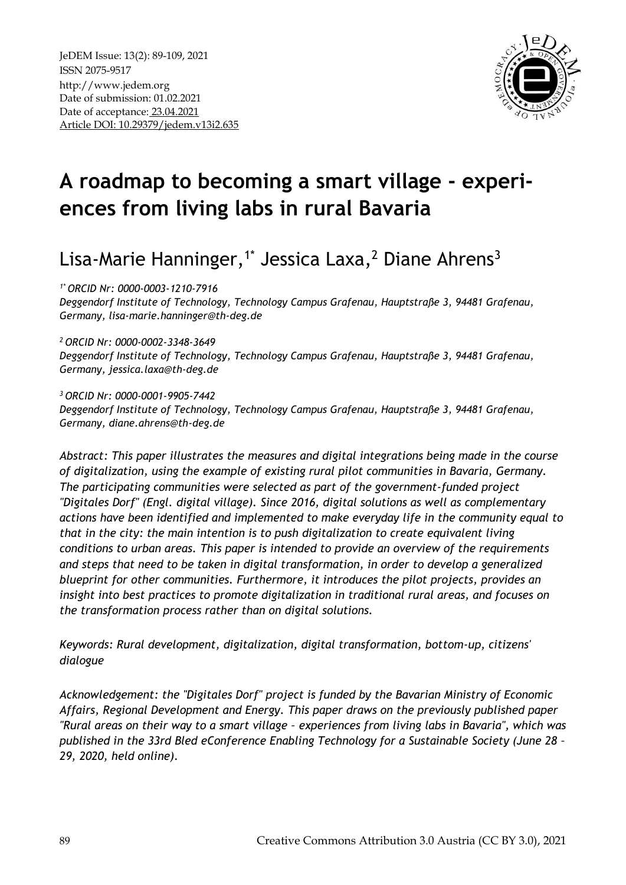JeDEM Issue: 13(2): 89-109, 2021
ISSN 2075-9517
http://www.jedem.org
Date of submission: 01.02.2021
Date of acceptance: 23.04.2021
Article DOI: 10.29379/jedem.v13i2.635

# A roadmap to becoming a smart village - experiences from living labs in rural Bavaria

## Lisa-Marie Hanninger,[1*] Jessica Laxa,[2] Diane Ahrens[3]

*[1*] ORCID Nr: 0000-0003-1210-7916*
*Deggendorf Institute of Technology, Technology Campus Grafenau, Hauptstraße 3, 94481 Grafenau, Germany, lisa-marie.hanninger@th-deg.de*

*[2] ORCID Nr: 0000-0002-3348-3649*
*Deggendorf Institute of Technology, Technology Campus Grafenau, Hauptstraße 3, 94481 Grafenau, Germany, jessica.laxa@th-deg.de*

*[3] ORCID Nr: 0000-0001-9905-7442*
*Deggendorf Institute of Technology, Technology Campus Grafenau, Hauptstraße 3, 94481 Grafenau, Germany, diane.ahrens@th-deg.de*

*Abstract: This paper illustrates the measures and digital integrations being made in the course of digitalization, using the example of existing rural pilot communities in Bavaria, Germany. The participating communities were selected as part of the government-funded project "Digitales Dorf" (Engl. digital village). Since 2016, digital solutions as well as complementary actions have been identified and implemented to make everyday life in the community equal to that in the city: the main intention is to push digitalization to create equivalent living conditions to urban areas. This paper is intended to provide an overview of the requirements and steps that need to be taken in digital transformation, in order to develop a generalized blueprint for other communities. Furthermore, it introduces the pilot projects, provides an insight into best practices to promote digitalization in traditional rural areas, and focuses on the transformation process rather than on digital solutions.*

*Keywords: Rural development, digitalization, digital transformation, bottom-up, citizens' dialogue*

*Acknowledgement: the "Digitales Dorf" project is funded by the Bavarian Ministry of Economic Affairs, Regional Development and Energy. This paper draws on the previously published paper "Rural areas on their way to a smart village – experiences from living labs in Bavaria", which was published in the 33rd Bled eConference Enabling Technology for a Sustainable Society (June 28 – 29, 2020, held online).*

Creative Commons Attribution 3.0 Austria (CC BY 3.0), 2021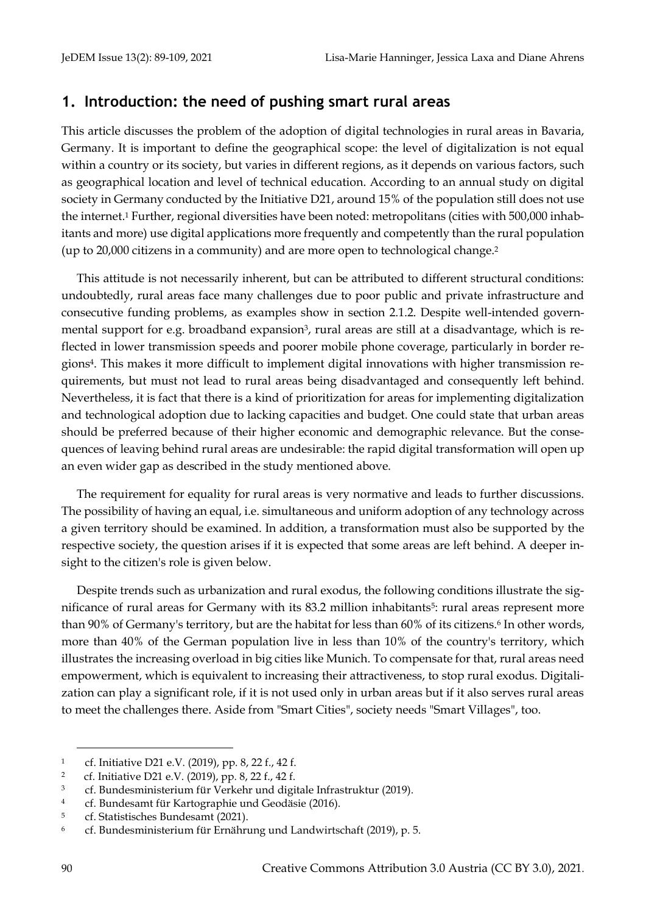## 1. Introduction: the need of pushing smart rural areas

This article discusses the problem of the adoption of digital technologies in rural areas in Bavaria, Germany. It is important to define the geographical scope: the level of digitalization is not equal within a country or its society, but varies in different regions, as it depends on various factors, such as geographical location and level of technical education. According to an annual study on digital society in Germany conducted by the Initiative D21, around 15% of the population still does not use the internet.[1] Further, regional diversities have been noted: metropolitans (cities with 500,000 inhabitants and more) use digital applications more frequently and competently than the rural population (up to 20,000 citizens in a community) and are more open to technological change.[2]

This attitude is not necessarily inherent, but can be attributed to different structural conditions: undoubtedly, rural areas face many challenges due to poor public and private infrastructure and consecutive funding problems, as examples show in section 2.1.2. Despite well-intended governmental support for e.g. broadband expansion[3], rural areas are still at a disadvantage, which is reflected in lower transmission speeds and poorer mobile phone coverage, particularly in border regions[4]. This makes it more difficult to implement digital innovations with higher transmission requirements, but must not lead to rural areas being disadvantaged and consequently left behind. Nevertheless, it is fact that there is a kind of prioritization for areas for implementing digitalization and technological adoption due to lacking capacities and budget. One could state that urban areas should be preferred because of their higher economic and demographic relevance. But the consequences of leaving behind rural areas are undesirable: the rapid digital transformation will open up an even wider gap as described in the study mentioned above.

The requirement for equality for rural areas is very normative and leads to further discussions. The possibility of having an equal, i.e. simultaneous and uniform adoption of any technology across a given territory should be examined. In addition, a transformation must also be supported by the respective society, the question arises if it is expected that some areas are left behind. A deeper insight to the citizen's role is given below.

Despite trends such as urbanization and rural exodus, the following conditions illustrate the significance of rural areas for Germany with its 83.2 million inhabitants[5]: rural areas represent more than 90% of Germany's territory, but are the habitat for less than 60% of its citizens.[6] In other words, more than 40% of the German population live in less than 10% of the country's territory, which illustrates the increasing overload in big cities like Munich. To compensate for that, rural areas need empowerment, which is equivalent to increasing their attractiveness, to stop rural exodus. Digitalization can play a significant role, if it is not used only in urban areas but if it also serves rural areas to meet the challenges there. Aside from "Smart Cities", society needs "Smart Villages", too.

---

[1] cf. Initiative D21 e.V. (2019), pp. 8, 22 f., 42 f.

[2] cf. Initiative D21 e.V. (2019), pp. 8, 22 f., 42 f.

[3] cf. Bundesministerium für Verkehr und digitale Infrastruktur (2019).

[4] cf. Bundesamt für Kartographie und Geodäsie (2016).

[5] cf. Statistisches Bundesamt (2021).

[6] cf. Bundesministerium für Ernährung und Landwirtschaft (2019), p. 5.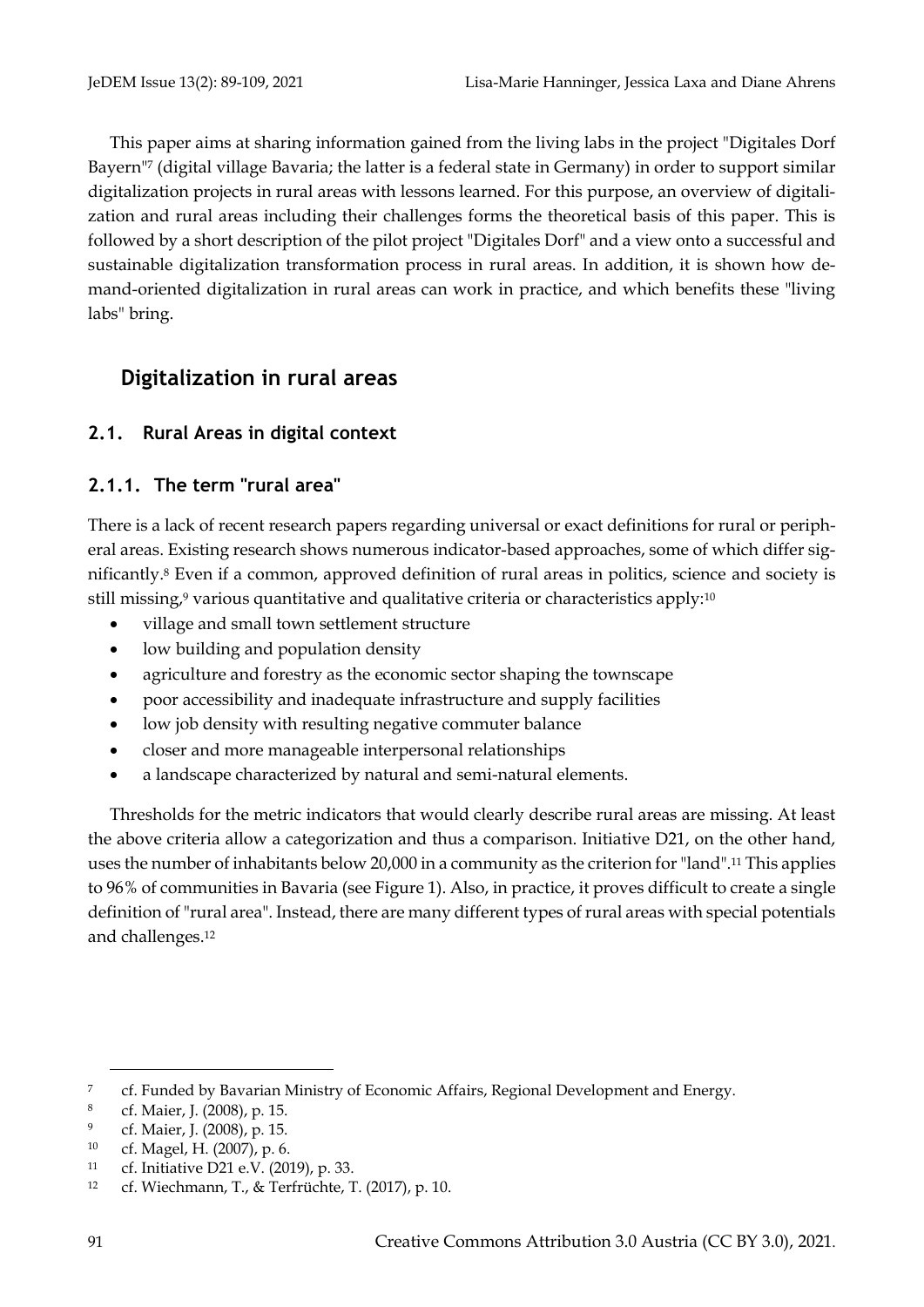This paper aims at sharing information gained from the living labs in the project "Digitales Dorf Bayern"[7] (digital village Bavaria; the latter is a federal state in Germany) in order to support similar digitalization projects in rural areas with lessons learned. For this purpose, an overview of digitalization and rural areas including their challenges forms the theoretical basis of this paper. This is followed by a short description of the pilot project "Digitales Dorf" and a view onto a successful and sustainable digitalization transformation process in rural areas. In addition, it is shown how demand-oriented digitalization in rural areas can work in practice, and which benefits these "living labs" bring.

# Digitalization in rural areas

## 2.1. Rural Areas in digital context

### 2.1.1. The term "rural area"

There is a lack of recent research papers regarding universal or exact definitions for rural or peripheral areas. Existing research shows numerous indicator-based approaches, some of which differ significantly.[8] Even if a common, approved definition of rural areas in politics, science and society is still missing,[9] various quantitative and qualitative criteria or characteristics apply:[10]

- village and small town settlement structure
- low building and population density
- agriculture and forestry as the economic sector shaping the townscape
- poor accessibility and inadequate infrastructure and supply facilities
- low job density with resulting negative commuter balance
- closer and more manageable interpersonal relationships
- a landscape characterized by natural and semi-natural elements.

Thresholds for the metric indicators that would clearly describe rural areas are missing. At least the above criteria allow a categorization and thus a comparison. Initiative D21, on the other hand, uses the number of inhabitants below 20,000 in a community as the criterion for "land".[11] This applies to 96% of communities in Bavaria (see Figure 1). Also, in practice, it proves difficult to create a single definition of "rural area". Instead, there are many different types of rural areas with special potentials and challenges.[12]

---

[7] cf. Funded by Bavarian Ministry of Economic Affairs, Regional Development and Energy.

[8] cf. Maier, J. (2008), p. 15.

[9] cf. Maier, J. (2008), p. 15.

[10] cf. Magel, H. (2007), p. 6.

[11] cf. Initiative D21 e.V. (2019), p. 33.

[12] cf. Wiechmann, T., & Terfrüchte, T. (2017), p. 10.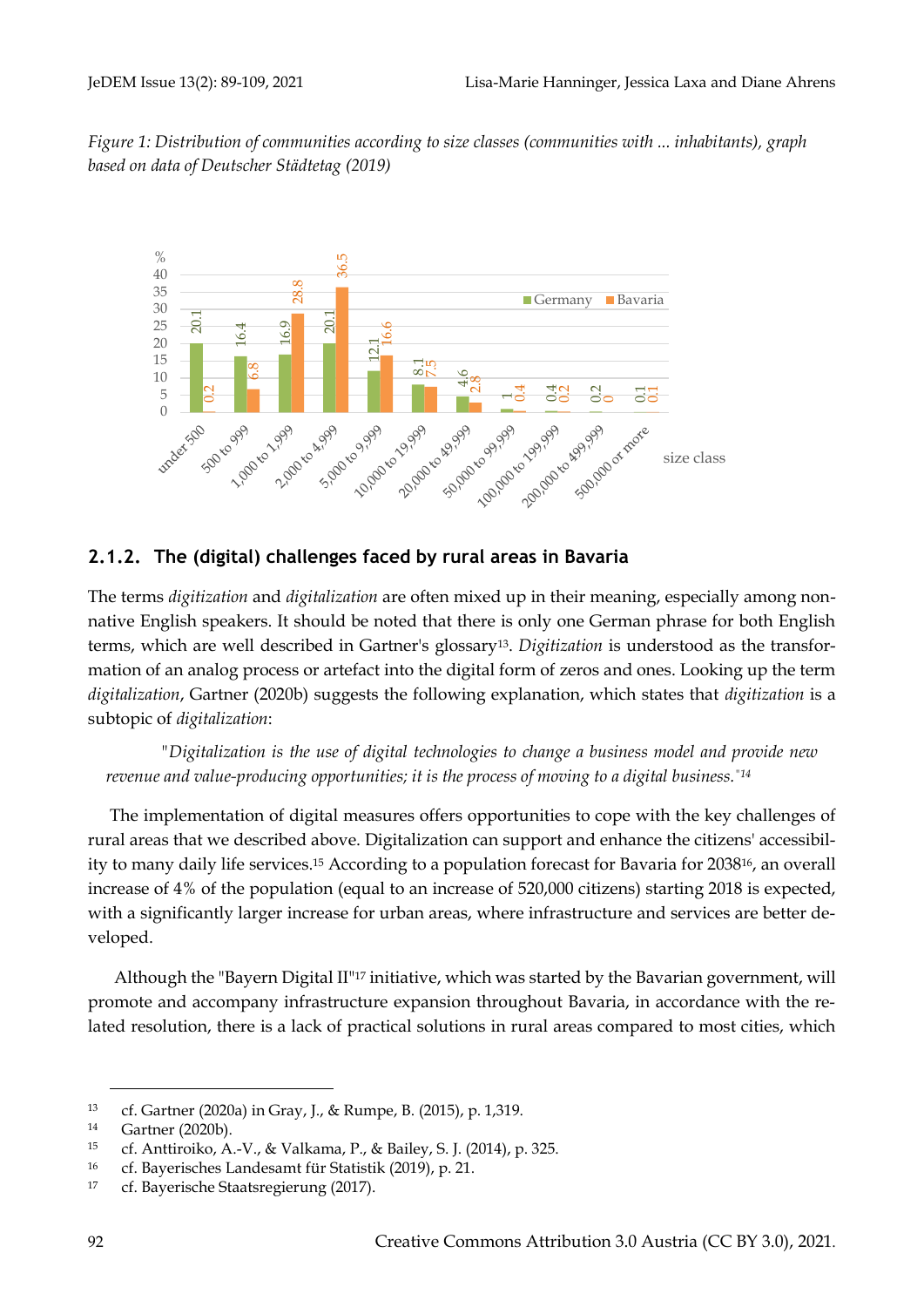*Figure 1: Distribution of communities according to size classes (communities with ... inhabitants), graph based on data of Deutscher Städtetag (2019)*

| size class | Germany (%) | Bavaria (%) |
|---|---|---|
| under 500 | 20.1 | 0.2 |
| 500 to 999 | 16.4 | 6.8 |
| 1,000 to 1,999 | 16.9 | 28.8 |
| 2,000 to 4,999 | 20.1 | 36.5 |
| 5,000 to 9,999 | 12.1 | 16.6 |
| 10,000 to 19,999 | 8.1 | 7.5 |
| 20,000 to 49,999 | 4.6 | 2.8 |
| 50,000 to 99,999 | 1 | 0.4 |
| 100,000 to 199,999 | 0.4 | 0.2 |
| 200,000 to 499,999 | 0.2 | 0 |
| 500,000 or more | 0.1 | 0.1 |

### 2.1.2. The (digital) challenges faced by rural areas in Bavaria

The terms *digitization* and *digitalization* are often mixed up in their meaning, especially among non-native English speakers. It should be noted that there is only one German phrase for both English terms, which are well described in Gartner's glossary[13]. *Digitization* is understood as the transformation of an analog process or artefact into the digital form of zeros and ones. Looking up the term *digitalization*, Gartner (2020b) suggests the following explanation, which states that *digitization* is a subtopic of *digitalization*:

> "*Digitalization is the use of digital technologies to change a business model and provide new revenue and value-producing opportunities; it is the process of moving to a digital business.*"[14]

The implementation of digital measures offers opportunities to cope with the key challenges of rural areas that we described above. Digitalization can support and enhance the citizens' accessibility to many daily life services.[15] According to a population forecast for Bavaria for 2038[16], an overall increase of 4% of the population (equal to an increase of 520,000 citizens) starting 2018 is expected, with a significantly larger increase for urban areas, where infrastructure and services are better developed.

Although the "Bayern Digital II"[17] initiative, which was started by the Bavarian government, will promote and accompany infrastructure expansion throughout Bavaria, in accordance with the related resolution, there is a lack of practical solutions in rural areas compared to most cities, which

---

[13] cf. Gartner (2020a) in Gray, J., & Rumpe, B. (2015), p. 1,319.

[14] Gartner (2020b).

[15] cf. Anttiroiko, A.-V., & Valkama, P., & Bailey, S. J. (2014), p. 325.

[16] cf. Bayerisches Landesamt für Statistik (2019), p. 21.

[17] cf. Bayerische Staatsregierung (2017).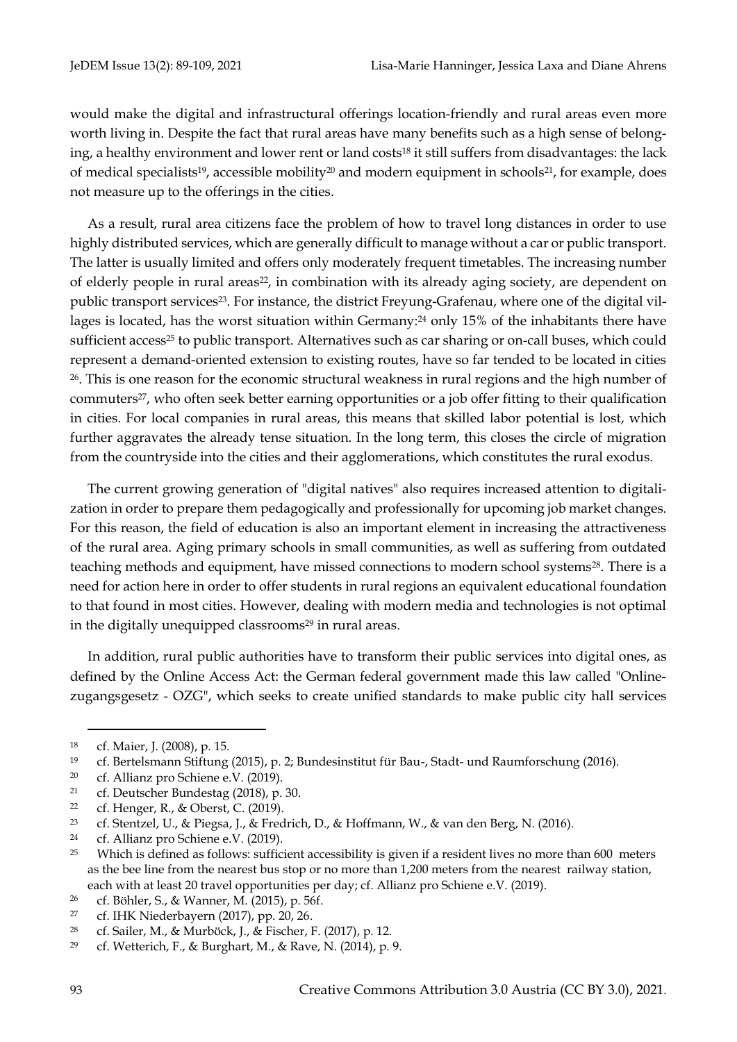would make the digital and infrastructural offerings location-friendly and rural areas even more worth living in. Despite the fact that rural areas have many benefits such as a high sense of belonging, a healthy environment and lower rent or land costs[18] it still suffers from disadvantages: the lack of medical specialists[19], accessible mobility[20] and modern equipment in schools[21], for example, does not measure up to the offerings in the cities.

As a result, rural area citizens face the problem of how to travel long distances in order to use highly distributed services, which are generally difficult to manage without a car or public transport. The latter is usually limited and offers only moderately frequent timetables. The increasing number of elderly people in rural areas[22], in combination with its already aging society, are dependent on public transport services[23]. For instance, the district Freyung-Grafenau, where one of the digital villages is located, has the worst situation within Germany:[24] only 15% of the inhabitants there have sufficient access[25] to public transport. Alternatives such as car sharing or on-call buses, which could represent a demand-oriented extension to existing routes, have so far tended to be located in cities [26]. This is one reason for the economic structural weakness in rural regions and the high number of commuters[27], who often seek better earning opportunities or a job offer fitting to their qualification in cities. For local companies in rural areas, this means that skilled labor potential is lost, which further aggravates the already tense situation. In the long term, this closes the circle of migration from the countryside into the cities and their agglomerations, which constitutes the rural exodus.

The current growing generation of "digital natives" also requires increased attention to digitalization in order to prepare them pedagogically and professionally for upcoming job market changes. For this reason, the field of education is also an important element in increasing the attractiveness of the rural area. Aging primary schools in small communities, as well as suffering from outdated teaching methods and equipment, have missed connections to modern school systems[28]. There is a need for action here in order to offer students in rural regions an equivalent educational foundation to that found in most cities. However, dealing with modern media and technologies is not optimal in the digitally unequipped classrooms[29] in rural areas.

In addition, rural public authorities have to transform their public services into digital ones, as defined by the Online Access Act: the German federal government made this law called "Onlinezugangsgesetz - OZG", which seeks to create unified standards to make public city hall services

---

[18] cf. Maier, J. (2008), p. 15.

[19] cf. Bertelsmann Stiftung (2015), p. 2; Bundesinstitut für Bau-, Stadt- und Raumforschung (2016).

[20] cf. Allianz pro Schiene e.V. (2019).

[21] cf. Deutscher Bundestag (2018), p. 30.

[22] cf. Henger, R., & Oberst, C. (2019).

[23] cf. Stentzel, U., & Piegsa, J., & Fredrich, D., & Hoffmann, W., & van den Berg, N. (2016).

[24] cf. Allianz pro Schiene e.V. (2019).

[25] Which is defined as follows: sufficient accessibility is given if a resident lives no more than 600 meters as the bee line from the nearest bus stop or no more than 1,200 meters from the nearest railway station, each with at least 20 travel opportunities per day; cf. Allianz pro Schiene e.V. (2019).

[26] cf. Böhler, S., & Wanner, M. (2015), p. 56f.

[27] cf. IHK Niederbayern (2017), pp. 20, 26.

[28] cf. Sailer, M., & Murböck, J., & Fischer, F. (2017), p. 12.

[29] cf. Wetterich, F., & Burghart, M., & Rave, N. (2014), p. 9.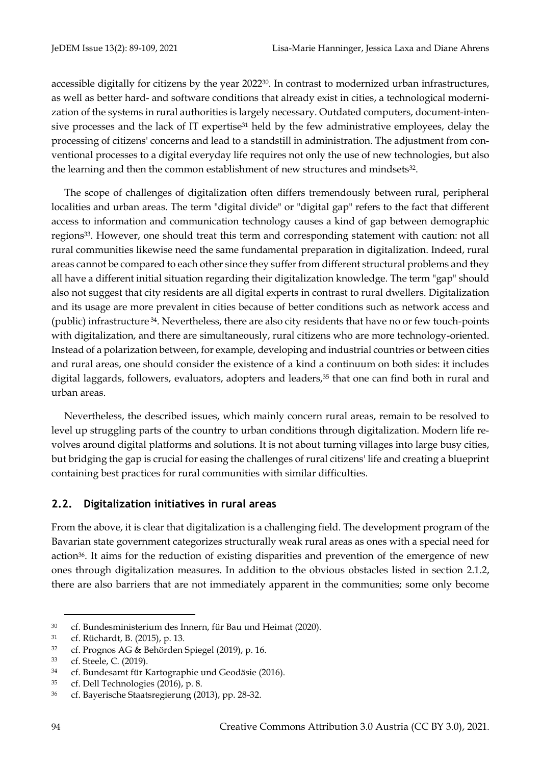accessible digitally for citizens by the year 2022[30]. In contrast to modernized urban infrastructures, as well as better hard- and software conditions that already exist in cities, a technological modernization of the systems in rural authorities is largely necessary. Outdated computers, document-intensive processes and the lack of IT expertise[31] held by the few administrative employees, delay the processing of citizens' concerns and lead to a standstill in administration. The adjustment from conventional processes to a digital everyday life requires not only the use of new technologies, but also the learning and then the common establishment of new structures and mindsets[32].

The scope of challenges of digitalization often differs tremendously between rural, peripheral localities and urban areas. The term "digital divide" or "digital gap" refers to the fact that different access to information and communication technology causes a kind of gap between demographic regions[33]. However, one should treat this term and corresponding statement with caution: not all rural communities likewise need the same fundamental preparation in digitalization. Indeed, rural areas cannot be compared to each other since they suffer from different structural problems and they all have a different initial situation regarding their digitalization knowledge. The term "gap" should also not suggest that city residents are all digital experts in contrast to rural dwellers. Digitalization and its usage are more prevalent in cities because of better conditions such as network access and (public) infrastructure[34]. Nevertheless, there are also city residents that have no or few touch-points with digitalization, and there are simultaneously, rural citizens who are more technology-oriented. Instead of a polarization between, for example, developing and industrial countries or between cities and rural areas, one should consider the existence of a kind a continuum on both sides: it includes digital laggards, followers, evaluators, adopters and leaders,[35] that one can find both in rural and urban areas.

Nevertheless, the described issues, which mainly concern rural areas, remain to be resolved to level up struggling parts of the country to urban conditions through digitalization. Modern life revolves around digital platforms and solutions. It is not about turning villages into large busy cities, but bridging the gap is crucial for easing the challenges of rural citizens' life and creating a blueprint containing best practices for rural communities with similar difficulties.

## 2.2. Digitalization initiatives in rural areas

From the above, it is clear that digitalization is a challenging field. The development program of the Bavarian state government categorizes structurally weak rural areas as ones with a special need for action[36]. It aims for the reduction of existing disparities and prevention of the emergence of new ones through digitalization measures. In addition to the obvious obstacles listed in section 2.1.2, there are also barriers that are not immediately apparent in the communities; some only become

---

[30] cf. Bundesministerium des Innern, für Bau und Heimat (2020).

[31] cf. Rüchardt, B. (2015), p. 13.

[32] cf. Prognos AG & Behörden Spiegel (2019), p. 16.

[33] cf. Steele, C. (2019).

[34] cf. Bundesamt für Kartographie und Geodäsie (2016).

[35] cf. Dell Technologies (2016), p. 8.

[36] cf. Bayerische Staatsregierung (2013), pp. 28-32.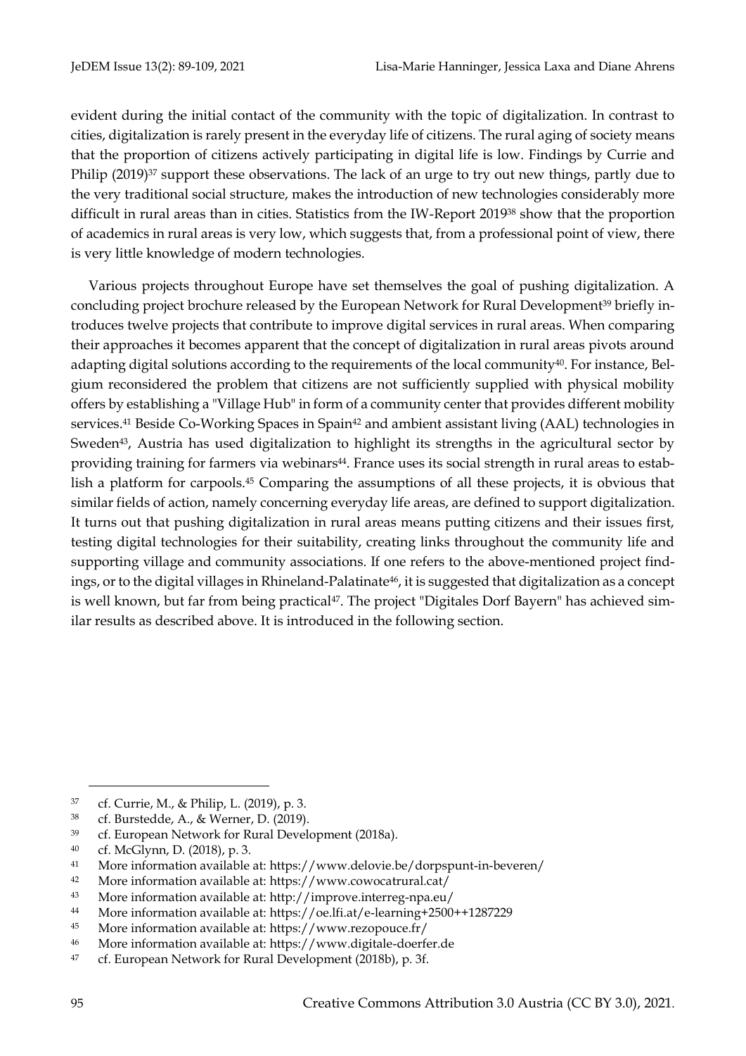evident during the initial contact of the community with the topic of digitalization. In contrast to cities, digitalization is rarely present in the everyday life of citizens. The rural aging of society means that the proportion of citizens actively participating in digital life is low. Findings by Currie and Philip (2019)[37] support these observations. The lack of an urge to try out new things, partly due to the very traditional social structure, makes the introduction of new technologies considerably more difficult in rural areas than in cities. Statistics from the IW-Report 2019[38] show that the proportion of academics in rural areas is very low, which suggests that, from a professional point of view, there is very little knowledge of modern technologies.

Various projects throughout Europe have set themselves the goal of pushing digitalization. A concluding project brochure released by the European Network for Rural Development[39] briefly introduces twelve projects that contribute to improve digital services in rural areas. When comparing their approaches it becomes apparent that the concept of digitalization in rural areas pivots around adapting digital solutions according to the requirements of the local community[40]. For instance, Belgium reconsidered the problem that citizens are not sufficiently supplied with physical mobility offers by establishing a "Village Hub" in form of a community center that provides different mobility services.[41] Beside Co-Working Spaces in Spain[42] and ambient assistant living (AAL) technologies in Sweden[43], Austria has used digitalization to highlight its strengths in the agricultural sector by providing training for farmers via webinars[44]. France uses its social strength in rural areas to establish a platform for carpools.[45] Comparing the assumptions of all these projects, it is obvious that similar fields of action, namely concerning everyday life areas, are defined to support digitalization. It turns out that pushing digitalization in rural areas means putting citizens and their issues first, testing digital technologies for their suitability, creating links throughout the community life and supporting village and community associations. If one refers to the above-mentioned project findings, or to the digital villages in Rhineland-Palatinate[46], it is suggested that digitalization as a concept is well known, but far from being practical[47]. The project "Digitales Dorf Bayern" has achieved similar results as described above. It is introduced in the following section.

---

[37] cf. Currie, M., & Philip, L. (2019), p. 3.

[38] cf. Burstedde, A., & Werner, D. (2019).

[39] cf. European Network for Rural Development (2018a).

[40] cf. McGlynn, D. (2018), p. 3.

[41] More information available at: https://www.delovie.be/dorpspunt-in-beveren/

[42] More information available at: https://www.cowocatrural.cat/

[43] More information available at: http://improve.interreg-npa.eu/

[44] More information available at: https://oe.lfi.at/e-learning+2500++1287229

[45] More information available at: https://www.rezopouce.fr/

[46] More information available at: https://www.digitale-doerfer.de

[47] cf. European Network for Rural Development (2018b), p. 3f.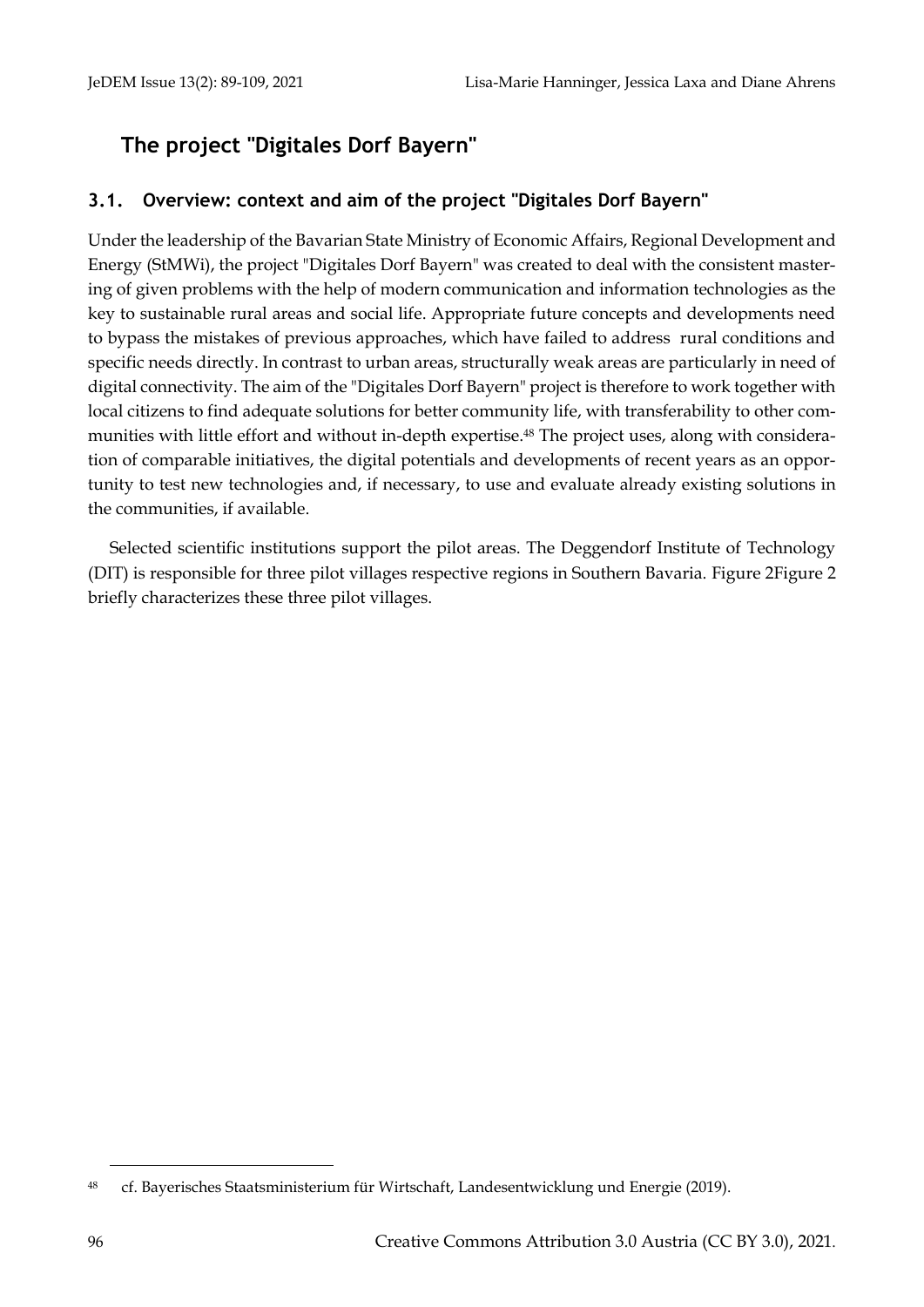# The project "Digitales Dorf Bayern"

## 3.1. Overview: context and aim of the project "Digitales Dorf Bayern"

Under the leadership of the Bavarian State Ministry of Economic Affairs, Regional Development and Energy (StMWi), the project "Digitales Dorf Bayern" was created to deal with the consistent mastering of given problems with the help of modern communication and information technologies as the key to sustainable rural areas and social life. Appropriate future concepts and developments need to bypass the mistakes of previous approaches, which have failed to address rural conditions and specific needs directly. In contrast to urban areas, structurally weak areas are particularly in need of digital connectivity. The aim of the "Digitales Dorf Bayern" project is therefore to work together with local citizens to find adequate solutions for better community life, with transferability to other communities with little effort and without in-depth expertise.[48] The project uses, along with consideration of comparable initiatives, the digital potentials and developments of recent years as an opportunity to test new technologies and, if necessary, to use and evaluate already existing solutions in the communities, if available.

Selected scientific institutions support the pilot areas. The Deggendorf Institute of Technology (DIT) is responsible for three pilot villages respective regions in Southern Bavaria. Figure 2Figure 2 briefly characterizes these three pilot villages.

[48] cf. Bayerisches Staatsministerium für Wirtschaft, Landesentwicklung und Energie (2019).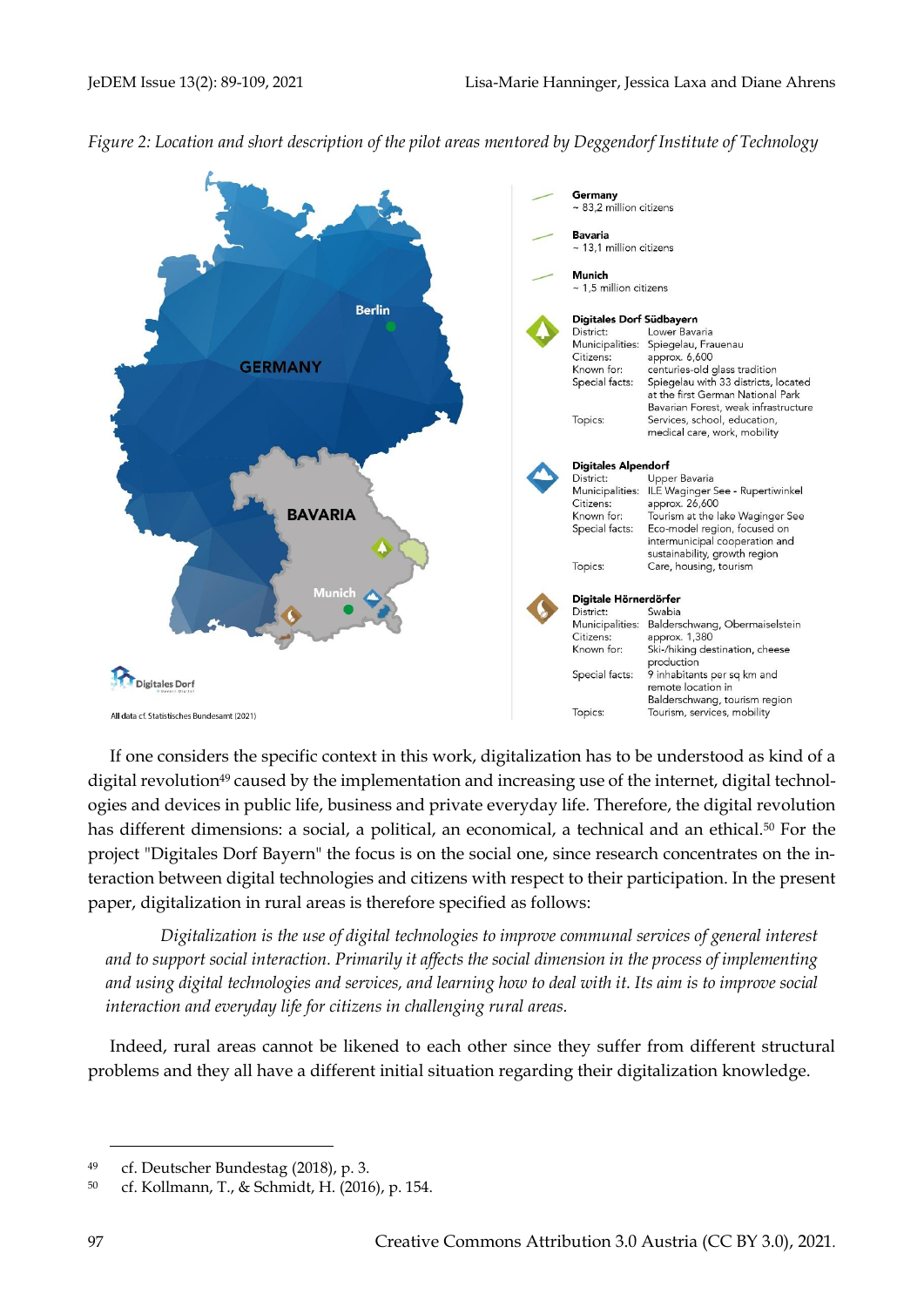*Figure 2: Location and short description of the pilot areas mentored by Deggendorf Institute of Technology*

GERMANY

Berlin

BAVARIA

Munich

Digitales Dorf

All data cf. Statistisches Bundesamt (2021)

**Germany**
~ 83,2 million citizens

**Bavaria**
~ 13,1 million citizens

**Munich**
~ 1,5 million citizens

**Digitales Dorf Südbayern**

| | |
|---|---|
| District: | Lower Bavaria |
| Municipalities: | Spiegelau, Frauenau |
| Citizens: | approx. 6,600 |
| Known for: | centuries-old glass tradition |
| Special facts: | Spiegelau with 33 districts, located at the first German National Park Bavarian Forest, weak infrastructure |
| Topics: | Services, school, education, medical care, work, mobility |

**Digitales Alpendorf**

| | |
|---|---|
| District: | Upper Bavaria |
| Municipalities: | ILE Waginger See - Rupertiwinkel |
| Citizens: | approx. 26,600 |
| Known for: | Tourism at the lake Waginger See |
| Special facts: | Eco-model region, focused on intermunicipal cooperation and sustainability, growth region |
| Topics: | Care, housing, tourism |

**Digitale Hörnerdörfer**

| | |
|---|---|
| District: | Swabia |
| Municipalities: | Balderschwang, Obermaiselstein |
| Citizens: | approx. 1,380 |
| Known for: | Ski-/hiking destination, cheese production |
| Special facts: | 9 inhabitants per sq km and remote location in Balderschwang, tourism region |
| Topics: | Tourism, services, mobility |

If one considers the specific context in this work, digitalization has to be understood as kind of a digital revolution[49] caused by the implementation and increasing use of the internet, digital technologies and devices in public life, business and private everyday life. Therefore, the digital revolution has different dimensions: a social, a political, an economical, a technical and an ethical.[50] For the project "Digitales Dorf Bayern" the focus is on the social one, since research concentrates on the interaction between digital technologies and citizens with respect to their participation. In the present paper, digitalization in rural areas is therefore specified as follows:

> *Digitalization is the use of digital technologies to improve communal services of general interest and to support social interaction. Primarily it affects the social dimension in the process of implementing and using digital technologies and services, and learning how to deal with it. Its aim is to improve social interaction and everyday life for citizens in challenging rural areas.*

Indeed, rural areas cannot be likened to each other since they suffer from different structural problems and they all have a different initial situation regarding their digitalization knowledge.

---

[49] cf. Deutscher Bundestag (2018), p. 3.

[50] cf. Kollmann, T., & Schmidt, H. (2016), p. 154.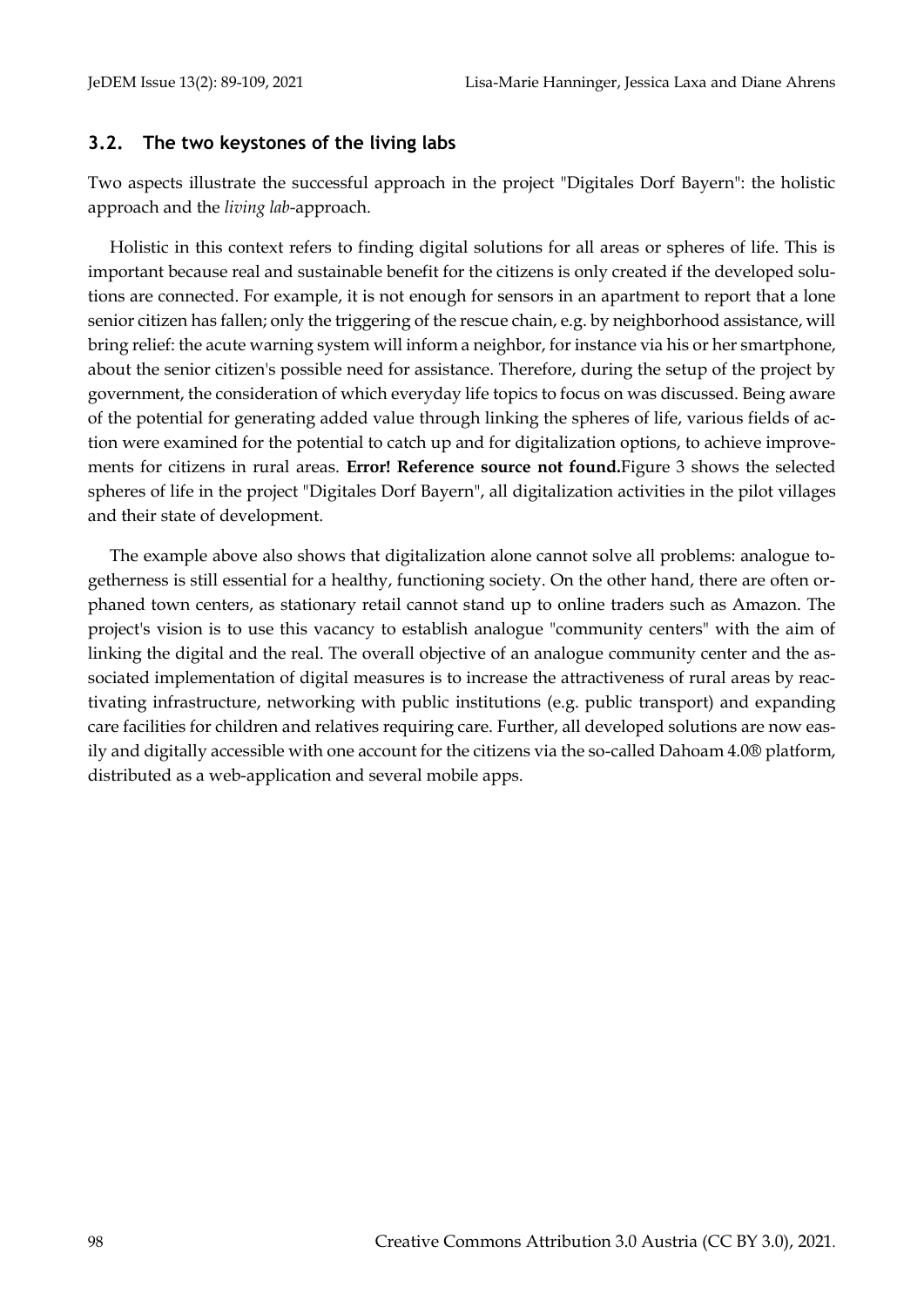### 3.2. The two keystones of the living labs

Two aspects illustrate the successful approach in the project "Digitales Dorf Bayern": the holistic approach and the *living lab*-approach.

Holistic in this context refers to finding digital solutions for all areas or spheres of life. This is important because real and sustainable benefit for the citizens is only created if the developed solutions are connected. For example, it is not enough for sensors in an apartment to report that a lone senior citizen has fallen; only the triggering of the rescue chain, e.g. by neighborhood assistance, will bring relief: the acute warning system will inform a neighbor, for instance via his or her smartphone, about the senior citizen's possible need for assistance. Therefore, during the setup of the project by government, the consideration of which everyday life topics to focus on was discussed. Being aware of the potential for generating added value through linking the spheres of life, various fields of action were examined for the potential to catch up and for digitalization options, to achieve improvements for citizens in rural areas. **Error! Reference source not found.**Figure 3 shows the selected spheres of life in the project "Digitales Dorf Bayern", all digitalization activities in the pilot villages and their state of development.

The example above also shows that digitalization alone cannot solve all problems: analogue togetherness is still essential for a healthy, functioning society. On the other hand, there are often orphaned town centers, as stationary retail cannot stand up to online traders such as Amazon. The project's vision is to use this vacancy to establish analogue "community centers" with the aim of linking the digital and the real. The overall objective of an analogue community center and the associated implementation of digital measures is to increase the attractiveness of rural areas by reactivating infrastructure, networking with public institutions (e.g. public transport) and expanding care facilities for children and relatives requiring care. Further, all developed solutions are now easily and digitally accessible with one account for the citizens via the so-called Dahoam 4.0® platform, distributed as a web-application and several mobile apps.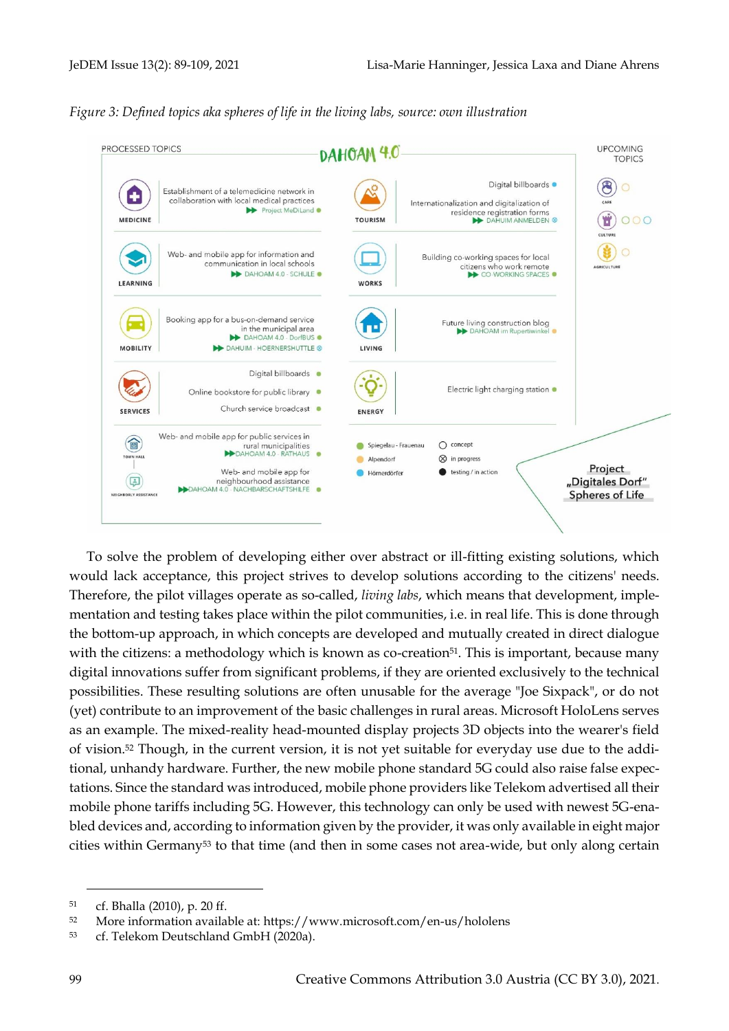*Figure 3: Defined topics aka spheres of life in the living labs, source: own illustration*

PROCESSED TOPICS

DAHOAM 4.0

UPCOMING TOPICS

MEDICINE — Establishment of a telemedicine network in collaboration with local medical practices ▶▶ Project MeDiLand

LEARNING — Web- and mobile app for information and communication in local schools ▶▶ DAHOAM 4.0 - SCHULE

MOBILITY — Booking app for a bus-on-demand service in the municipal area ▶▶ DAHOAM 4.0 - DorfBUS ▶▶ DAHUIM - HOERNERSHUTTLE

SERVICES — Digital billboards; Online bookstore for public library; Church service broadcast

TOWN HALL — Web- and mobile app for public services in rural municipalities ▶▶ DAHOAM 4.0 - RATHAUS

NEIGHBORLY ASSISTANCE — Web- and mobile app for neighbourhood assistance ▶▶ DAHOAM 4.0 - NACHBARSCHAFTSHILFE

TOURISM — Digital billboards; Internationalization and digitalization of residence registration forms ▶▶ DAHUIM ANMELDEN

WORKS — Building co-working spaces for local citizens who work remote ▶▶ CO-WORKING SPACES

LIVING — Future living construction blog ▶▶ DAHOAM im Rupertiwinkel

ENERGY — Electric light charging station

CARE; CULTURE; AGRICULTURE

Spiegelau - Frauenau; Alpendorf; Hörnerdörfer

concept; in progress; testing / in action

Project „Digitales Dorf" Spheres of Life

To solve the problem of developing either over abstract or ill-fitting existing solutions, which would lack acceptance, this project strives to develop solutions according to the citizens' needs. Therefore, the pilot villages operate as so-called, *living labs*, which means that development, implementation and testing takes place within the pilot communities, i.e. in real life. This is done through the bottom-up approach, in which concepts are developed and mutually created in direct dialogue with the citizens: a methodology which is known as co-creation[51]. This is important, because many digital innovations suffer from significant problems, if they are oriented exclusively to the technical possibilities. These resulting solutions are often unusable for the average "Joe Sixpack", or do not (yet) contribute to an improvement of the basic challenges in rural areas. Microsoft HoloLens serves as an example. The mixed-reality head-mounted display projects 3D objects into the wearer's field of vision.[52] Though, in the current version, it is not yet suitable for everyday use due to the additional, unhandy hardware. Further, the new mobile phone standard 5G could also raise false expectations. Since the standard was introduced, mobile phone providers like Telekom advertised all their mobile phone tariffs including 5G. However, this technology can only be used with newest 5G-enabled devices and, according to information given by the provider, it was only available in eight major cities within Germany[53] to that time (and then in some cases not area-wide, but only along certain

[51] cf. Bhalla (2010), p. 20 ff.

[52] More information available at: https://www.microsoft.com/en-us/hololens

[53] cf. Telekom Deutschland GmbH (2020a).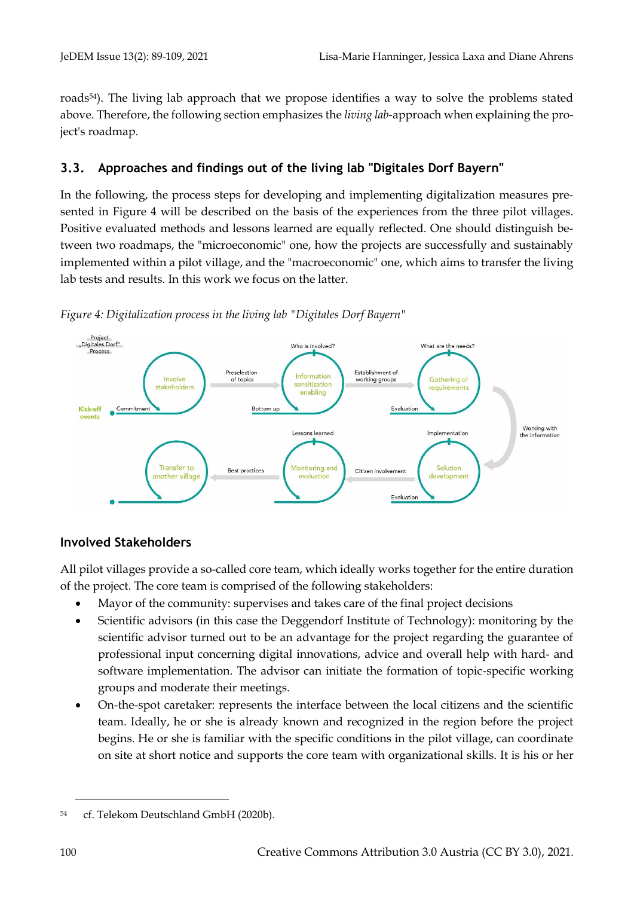roads[54]). The living lab approach that we propose identifies a way to solve the problems stated above. Therefore, the following section emphasizes the *living lab*-approach when explaining the project's roadmap.

### 3.3. Approaches and findings out of the living lab "Digitales Dorf Bayern"

In the following, the process steps for developing and implementing digitalization measures presented in Figure 4 will be described on the basis of the experiences from the three pilot villages. Positive evaluated methods and lessons learned are equally reflected. One should distinguish between two roadmaps, the "microeconomic" one, how the projects are successfully and sustainably implemented within a pilot village, and the "macroeconomic" one, which aims to transfer the living lab tests and results. In this work we focus on the latter.

*Figure 4: Digitalization process in the living lab "Digitales Dorf Bayern"*

#### Involved Stakeholders

All pilot villages provide a so-called core team, which ideally works together for the entire duration of the project. The core team is comprised of the following stakeholders:

- Mayor of the community: supervises and takes care of the final project decisions
- Scientific advisors (in this case the Deggendorf Institute of Technology): monitoring by the scientific advisor turned out to be an advantage for the project regarding the guarantee of professional input concerning digital innovations, advice and overall help with hard- and software implementation. The advisor can initiate the formation of topic-specific working groups and moderate their meetings.
- On-the-spot caretaker: represents the interface between the local citizens and the scientific team. Ideally, he or she is already known and recognized in the region before the project begins. He or she is familiar with the specific conditions in the pilot village, can coordinate on site at short notice and supports the core team with organizational skills. It is his or her

[54] cf. Telekom Deutschland GmbH (2020b).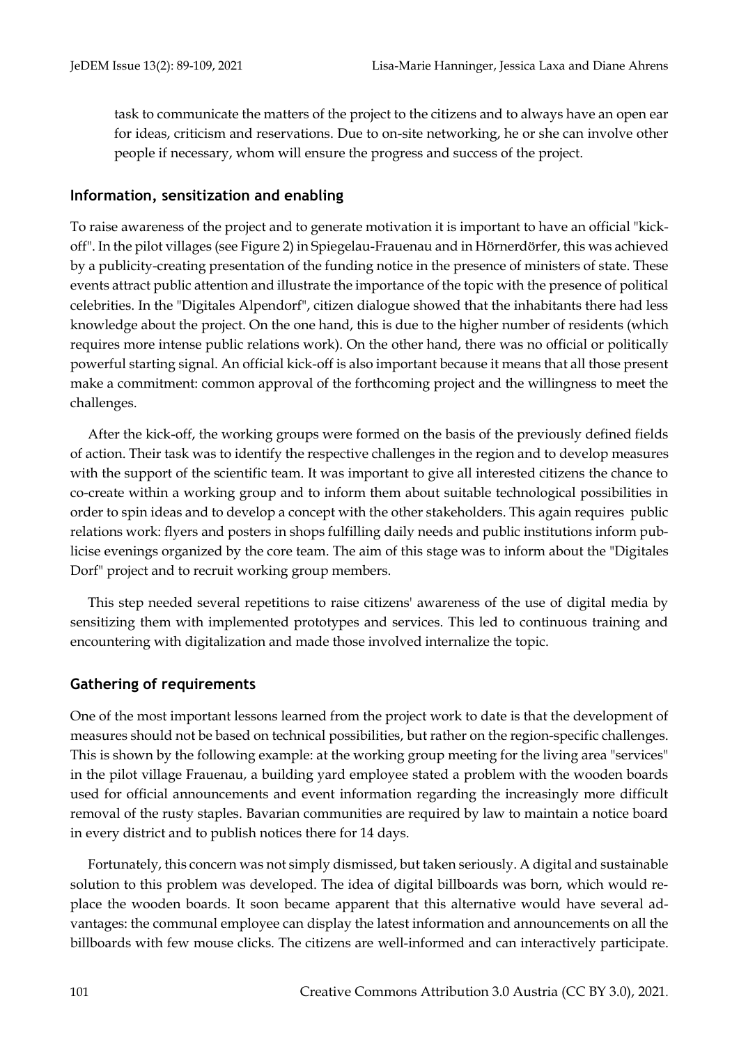task to communicate the matters of the project to the citizens and to always have an open ear for ideas, criticism and reservations. Due to on-site networking, he or she can involve other people if necessary, whom will ensure the progress and success of the project.

### Information, sensitization and enabling

To raise awareness of the project and to generate motivation it is important to have an official "kick-off". In the pilot villages (see Figure 2) in Spiegelau-Frauenau and in Hörnerdörfer, this was achieved by a publicity-creating presentation of the funding notice in the presence of ministers of state. These events attract public attention and illustrate the importance of the topic with the presence of political celebrities. In the "Digitales Alpendorf", citizen dialogue showed that the inhabitants there had less knowledge about the project. On the one hand, this is due to the higher number of residents (which requires more intense public relations work). On the other hand, there was no official or politically powerful starting signal. An official kick-off is also important because it means that all those present make a commitment: common approval of the forthcoming project and the willingness to meet the challenges.

After the kick-off, the working groups were formed on the basis of the previously defined fields of action. Their task was to identify the respective challenges in the region and to develop measures with the support of the scientific team. It was important to give all interested citizens the chance to co-create within a working group and to inform them about suitable technological possibilities in order to spin ideas and to develop a concept with the other stakeholders. This again requires public relations work: flyers and posters in shops fulfilling daily needs and public institutions inform publicise evenings organized by the core team. The aim of this stage was to inform about the "Digitales Dorf" project and to recruit working group members.

This step needed several repetitions to raise citizens' awareness of the use of digital media by sensitizing them with implemented prototypes and services. This led to continuous training and encountering with digitalization and made those involved internalize the topic.

### Gathering of requirements

One of the most important lessons learned from the project work to date is that the development of measures should not be based on technical possibilities, but rather on the region-specific challenges. This is shown by the following example: at the working group meeting for the living area "services" in the pilot village Frauenau, a building yard employee stated a problem with the wooden boards used for official announcements and event information regarding the increasingly more difficult removal of the rusty staples. Bavarian communities are required by law to maintain a notice board in every district and to publish notices there for 14 days.

Fortunately, this concern was not simply dismissed, but taken seriously. A digital and sustainable solution to this problem was developed. The idea of digital billboards was born, which would replace the wooden boards. It soon became apparent that this alternative would have several advantages: the communal employee can display the latest information and announcements on all the billboards with few mouse clicks. The citizens are well-informed and can interactively participate.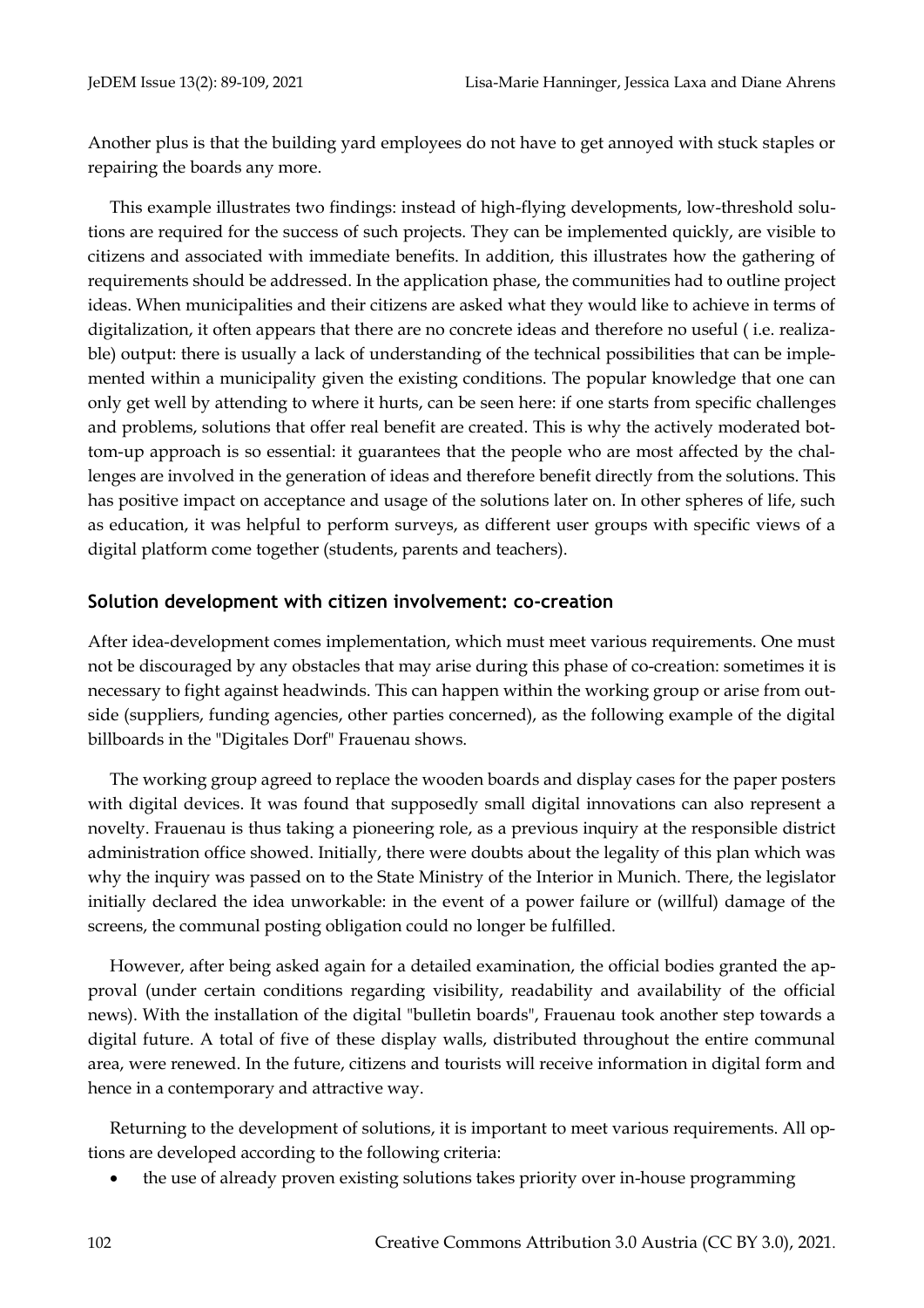Another plus is that the building yard employees do not have to get annoyed with stuck staples or repairing the boards any more.

This example illustrates two findings: instead of high-flying developments, low-threshold solutions are required for the success of such projects. They can be implemented quickly, are visible to citizens and associated with immediate benefits. In addition, this illustrates how the gathering of requirements should be addressed. In the application phase, the communities had to outline project ideas. When municipalities and their citizens are asked what they would like to achieve in terms of digitalization, it often appears that there are no concrete ideas and therefore no useful ( i.e. realizable) output: there is usually a lack of understanding of the technical possibilities that can be implemented within a municipality given the existing conditions. The popular knowledge that one can only get well by attending to where it hurts, can be seen here: if one starts from specific challenges and problems, solutions that offer real benefit are created. This is why the actively moderated bottom-up approach is so essential: it guarantees that the people who are most affected by the challenges are involved in the generation of ideas and therefore benefit directly from the solutions. This has positive impact on acceptance and usage of the solutions later on. In other spheres of life, such as education, it was helpful to perform surveys, as different user groups with specific views of a digital platform come together (students, parents and teachers).

## Solution development with citizen involvement: co-creation

After idea-development comes implementation, which must meet various requirements. One must not be discouraged by any obstacles that may arise during this phase of co-creation: sometimes it is necessary to fight against headwinds. This can happen within the working group or arise from outside (suppliers, funding agencies, other parties concerned), as the following example of the digital billboards in the "Digitales Dorf" Frauenau shows.

The working group agreed to replace the wooden boards and display cases for the paper posters with digital devices. It was found that supposedly small digital innovations can also represent a novelty. Frauenau is thus taking a pioneering role, as a previous inquiry at the responsible district administration office showed. Initially, there were doubts about the legality of this plan which was why the inquiry was passed on to the State Ministry of the Interior in Munich. There, the legislator initially declared the idea unworkable: in the event of a power failure or (willful) damage of the screens, the communal posting obligation could no longer be fulfilled.

However, after being asked again for a detailed examination, the official bodies granted the approval (under certain conditions regarding visibility, readability and availability of the official news). With the installation of the digital "bulletin boards", Frauenau took another step towards a digital future. A total of five of these display walls, distributed throughout the entire communal area, were renewed. In the future, citizens and tourists will receive information in digital form and hence in a contemporary and attractive way.

Returning to the development of solutions, it is important to meet various requirements. All options are developed according to the following criteria:

- the use of already proven existing solutions takes priority over in-house programming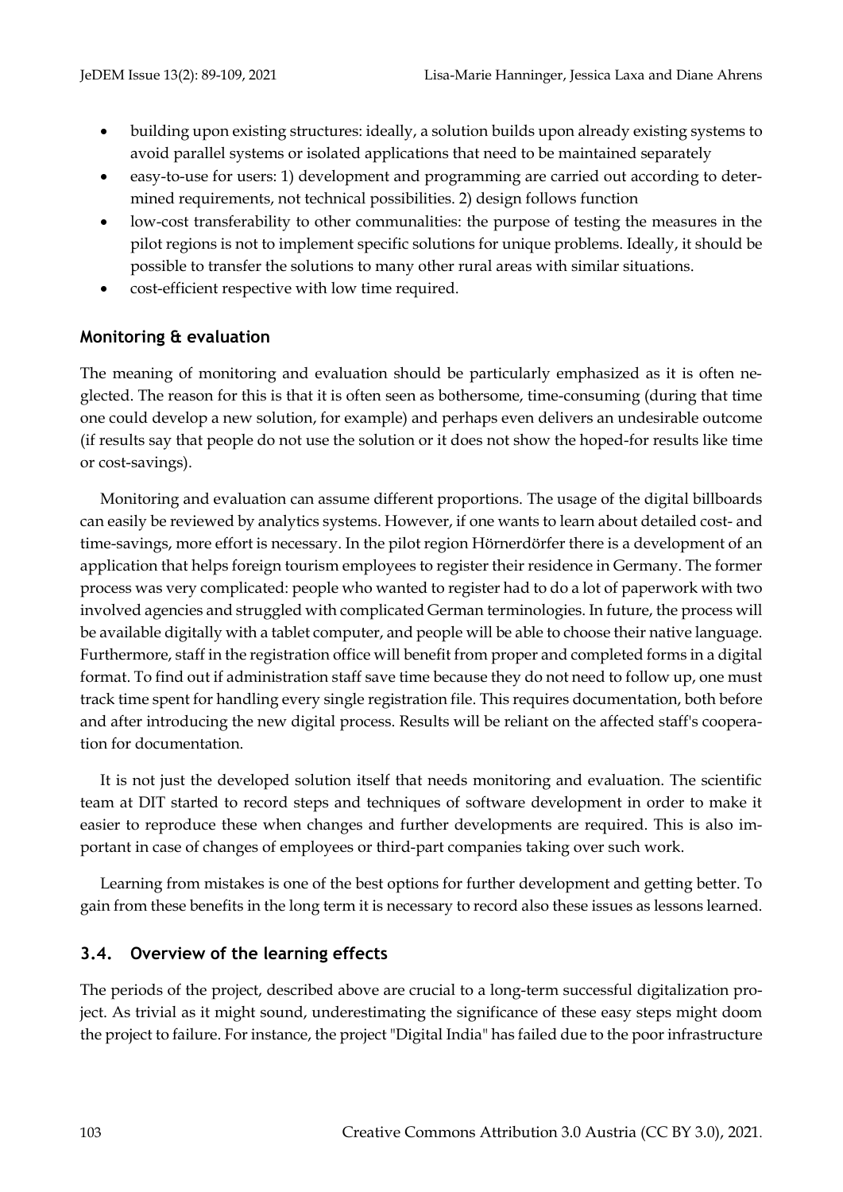- building upon existing structures: ideally, a solution builds upon already existing systems to avoid parallel systems or isolated applications that need to be maintained separately
- easy-to-use for users: 1) development and programming are carried out according to determined requirements, not technical possibilities. 2) design follows function
- low-cost transferability to other communalities: the purpose of testing the measures in the pilot regions is not to implement specific solutions for unique problems. Ideally, it should be possible to transfer the solutions to many other rural areas with similar situations.
- cost-efficient respective with low time required.

### Monitoring & evaluation

The meaning of monitoring and evaluation should be particularly emphasized as it is often neglected. The reason for this is that it is often seen as bothersome, time-consuming (during that time one could develop a new solution, for example) and perhaps even delivers an undesirable outcome (if results say that people do not use the solution or it does not show the hoped-for results like time or cost-savings).

Monitoring and evaluation can assume different proportions. The usage of the digital billboards can easily be reviewed by analytics systems. However, if one wants to learn about detailed cost- and time-savings, more effort is necessary. In the pilot region Hörnerdörfer there is a development of an application that helps foreign tourism employees to register their residence in Germany. The former process was very complicated: people who wanted to register had to do a lot of paperwork with two involved agencies and struggled with complicated German terminologies. In future, the process will be available digitally with a tablet computer, and people will be able to choose their native language. Furthermore, staff in the registration office will benefit from proper and completed forms in a digital format. To find out if administration staff save time because they do not need to follow up, one must track time spent for handling every single registration file. This requires documentation, both before and after introducing the new digital process. Results will be reliant on the affected staff's cooperation for documentation.

It is not just the developed solution itself that needs monitoring and evaluation. The scientific team at DIT started to record steps and techniques of software development in order to make it easier to reproduce these when changes and further developments are required. This is also important in case of changes of employees or third-part companies taking over such work.

Learning from mistakes is one of the best options for further development and getting better. To gain from these benefits in the long term it is necessary to record also these issues as lessons learned.

## 3.4. Overview of the learning effects

The periods of the project, described above are crucial to a long-term successful digitalization project. As trivial as it might sound, underestimating the significance of these easy steps might doom the project to failure. For instance, the project "Digital India" has failed due to the poor infrastructure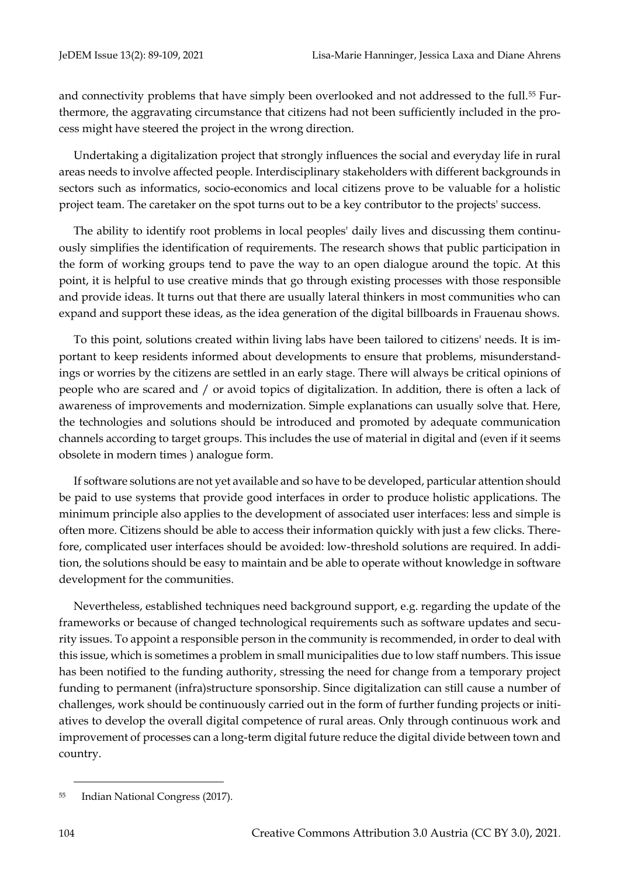and connectivity problems that have simply been overlooked and not addressed to the full.[55] Furthermore, the aggravating circumstance that citizens had not been sufficiently included in the process might have steered the project in the wrong direction.

Undertaking a digitalization project that strongly influences the social and everyday life in rural areas needs to involve affected people. Interdisciplinary stakeholders with different backgrounds in sectors such as informatics, socio-economics and local citizens prove to be valuable for a holistic project team. The caretaker on the spot turns out to be a key contributor to the projects' success.

The ability to identify root problems in local peoples' daily lives and discussing them continuously simplifies the identification of requirements. The research shows that public participation in the form of working groups tend to pave the way to an open dialogue around the topic. At this point, it is helpful to use creative minds that go through existing processes with those responsible and provide ideas. It turns out that there are usually lateral thinkers in most communities who can expand and support these ideas, as the idea generation of the digital billboards in Frauenau shows.

To this point, solutions created within living labs have been tailored to citizens' needs. It is important to keep residents informed about developments to ensure that problems, misunderstandings or worries by the citizens are settled in an early stage. There will always be critical opinions of people who are scared and / or avoid topics of digitalization. In addition, there is often a lack of awareness of improvements and modernization. Simple explanations can usually solve that. Here, the technologies and solutions should be introduced and promoted by adequate communication channels according to target groups. This includes the use of material in digital and (even if it seems obsolete in modern times ) analogue form.

If software solutions are not yet available and so have to be developed, particular attention should be paid to use systems that provide good interfaces in order to produce holistic applications. The minimum principle also applies to the development of associated user interfaces: less and simple is often more. Citizens should be able to access their information quickly with just a few clicks. Therefore, complicated user interfaces should be avoided: low-threshold solutions are required. In addition, the solutions should be easy to maintain and be able to operate without knowledge in software development for the communities.

Nevertheless, established techniques need background support, e.g. regarding the update of the frameworks or because of changed technological requirements such as software updates and security issues. To appoint a responsible person in the community is recommended, in order to deal with this issue, which is sometimes a problem in small municipalities due to low staff numbers. This issue has been notified to the funding authority, stressing the need for change from a temporary project funding to permanent (infra)structure sponsorship. Since digitalization can still cause a number of challenges, work should be continuously carried out in the form of further funding projects or initiatives to develop the overall digital competence of rural areas. Only through continuous work and improvement of processes can a long-term digital future reduce the digital divide between town and country.

[55] Indian National Congress (2017).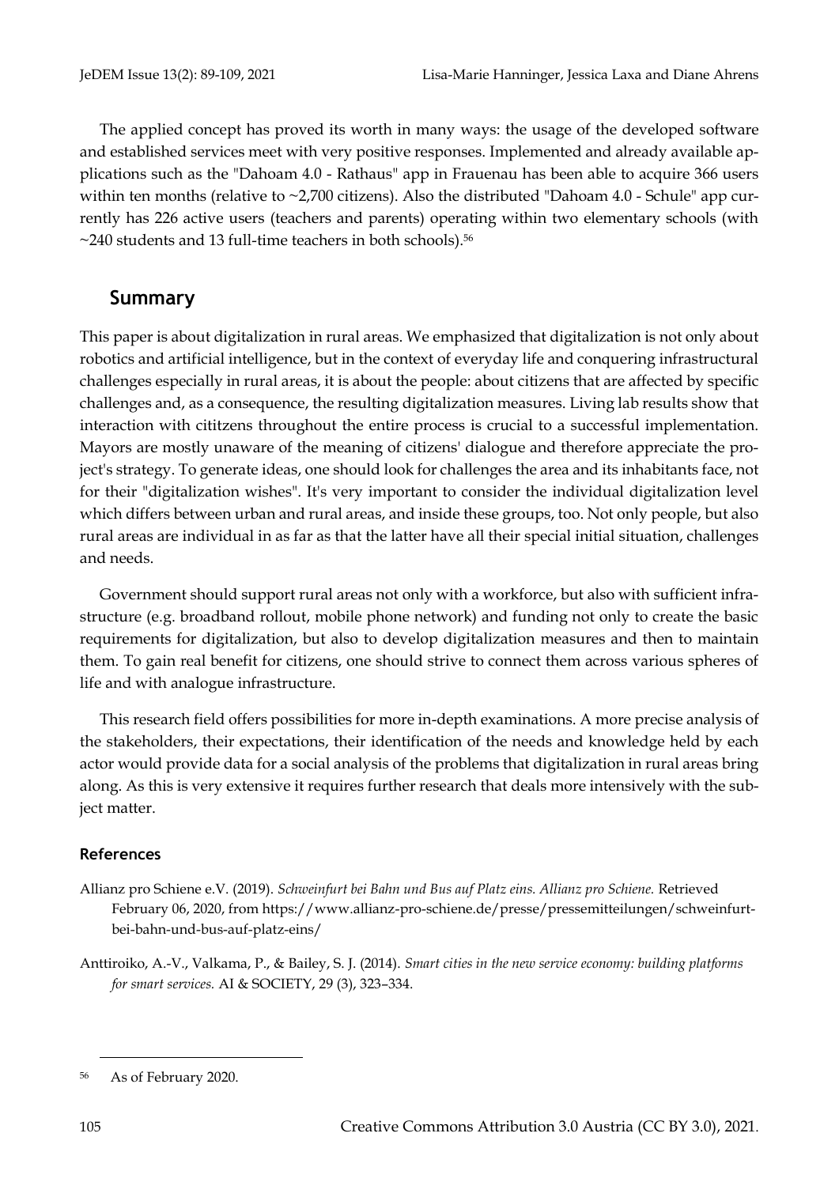The applied concept has proved its worth in many ways: the usage of the developed software and established services meet with very positive responses. Implemented and already available applications such as the "Dahoam 4.0 - Rathaus" app in Frauenau has been able to acquire 366 users within ten months (relative to ~2,700 citizens). Also the distributed "Dahoam 4.0 - Schule" app currently has 226 active users (teachers and parents) operating within two elementary schools (with ~240 students and 13 full-time teachers in both schools).[56]

## Summary

This paper is about digitalization in rural areas. We emphasized that digitalization is not only about robotics and artificial intelligence, but in the context of everyday life and conquering infrastructural challenges especially in rural areas, it is about the people: about citizens that are affected by specific challenges and, as a consequence, the resulting digitalization measures. Living lab results show that interaction with cititzens throughout the entire process is crucial to a successful implementation. Mayors are mostly unaware of the meaning of citizens' dialogue and therefore appreciate the project's strategy. To generate ideas, one should look for challenges the area and its inhabitants face, not for their "digitalization wishes". It's very important to consider the individual digitalization level which differs between urban and rural areas, and inside these groups, too. Not only people, but also rural areas are individual in as far as that the latter have all their special initial situation, challenges and needs.

Government should support rural areas not only with a workforce, but also with sufficient infrastructure (e.g. broadband rollout, mobile phone network) and funding not only to create the basic requirements for digitalization, but also to develop digitalization measures and then to maintain them. To gain real benefit for citizens, one should strive to connect them across various spheres of life and with analogue infrastructure.

This research field offers possibilities for more in-depth examinations. A more precise analysis of the stakeholders, their expectations, their identification of the needs and knowledge held by each actor would provide data for a social analysis of the problems that digitalization in rural areas bring along. As this is very extensive it requires further research that deals more intensively with the subject matter.

### References

Allianz pro Schiene e.V. (2019). *Schweinfurt bei Bahn und Bus auf Platz eins. Allianz pro Schiene.* Retrieved February 06, 2020, from https://www.allianz-pro-schiene.de/presse/pressemitteilungen/schweinfurt-bei-bahn-und-bus-auf-platz-eins/

Anttiroiko, A.-V., Valkama, P., & Bailey, S. J. (2014). *Smart cities in the new service economy: building platforms for smart services.* AI & SOCIETY, 29 (3), 323–334.

---

[56] As of February 2020.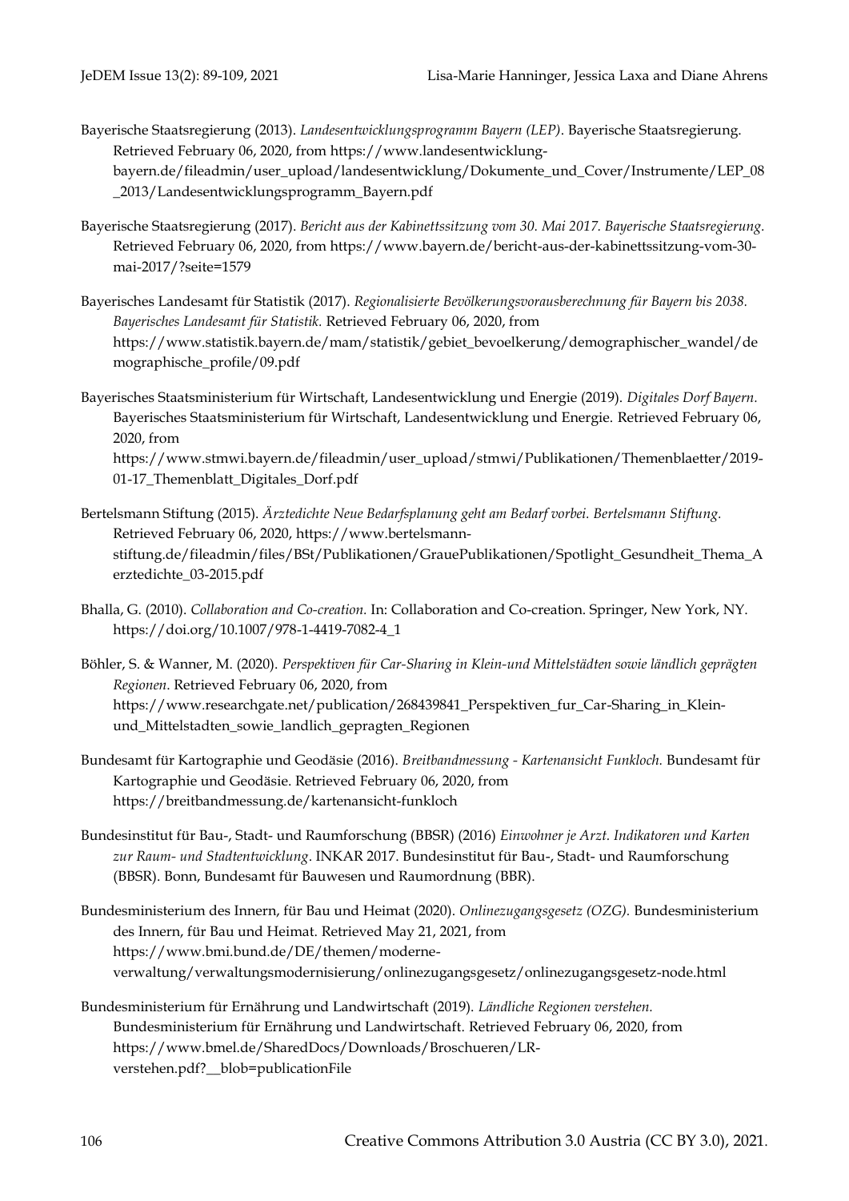Bayerische Staatsregierung (2013). *Landesentwicklungsprogramm Bayern (LEP)*. Bayerische Staatsregierung. Retrieved February 06, 2020, from https://www.landesentwicklung-bayern.de/fileadmin/user_upload/landesentwicklung/Dokumente_und_Cover/Instrumente/LEP_08_2013/Landesentwicklungsprogramm_Bayern.pdf

Bayerische Staatsregierung (2017). *Bericht aus der Kabinettssitzung vom 30. Mai 2017. Bayerische Staatsregierung.* Retrieved February 06, 2020, from https://www.bayern.de/bericht-aus-der-kabinettssitzung-vom-30-mai-2017/?seite=1579

Bayerisches Landesamt für Statistik (2017). *Regionalisierte Bevölkerungsvorausberechnung für Bayern bis 2038. Bayerisches Landesamt für Statistik.* Retrieved February 06, 2020, from https://www.statistik.bayern.de/mam/statistik/gebiet_bevoelkerung/demographischer_wandel/demographische_profile/09.pdf

Bayerisches Staatsministerium für Wirtschaft, Landesentwicklung und Energie (2019). *Digitales Dorf Bayern.* Bayerisches Staatsministerium für Wirtschaft, Landesentwicklung und Energie. Retrieved February 06, 2020, from https://www.stmwi.bayern.de/fileadmin/user_upload/stmwi/Publikationen/Themenblaetter/2019-01-17_Themenblatt_Digitales_Dorf.pdf

Bertelsmann Stiftung (2015). *Ärztedichte Neue Bedarfsplanung geht am Bedarf vorbei. Bertelsmann Stiftung.* Retrieved February 06, 2020, https://www.bertelsmann-stiftung.de/fileadmin/files/BSt/Publikationen/GrauePublikationen/Spotlight_Gesundheit_Thema_Aerztedichte_03-2015.pdf

Bhalla, G. (2010). *Collaboration and Co-creation.* In: Collaboration and Co-creation. Springer, New York, NY. https://doi.org/10.1007/978-1-4419-7082-4_1

Böhler, S. & Wanner, M. (2020). *Perspektiven für Car-Sharing in Klein-und Mittelstädten sowie ländlich geprägten Regionen.* Retrieved February 06, 2020, from https://www.researchgate.net/publication/268439841_Perspektiven_fur_Car-Sharing_in_Klein-und_Mittelstadten_sowie_landlich_gepragten_Regionen

Bundesamt für Kartographie und Geodäsie (2016). *Breitbandmessung - Kartenansicht Funkloch.* Bundesamt für Kartographie und Geodäsie. Retrieved February 06, 2020, from https://breitbandmessung.de/kartenansicht-funkloch

Bundesinstitut für Bau-, Stadt- und Raumforschung (BBSR) (2016) *Einwohner je Arzt. Indikatoren und Karten zur Raum- und Stadtentwicklung*. INKAR 2017. Bundesinstitut für Bau-, Stadt- und Raumforschung (BBSR). Bonn, Bundesamt für Bauwesen und Raumordnung (BBR).

Bundesministerium des Innern, für Bau und Heimat (2020). *Onlinezugangsgesetz (OZG).* Bundesministerium des Innern, für Bau und Heimat. Retrieved May 21, 2021, from https://www.bmi.bund.de/DE/themen/moderne-verwaltung/verwaltungsmodernisierung/onlinezugangsgesetz/onlinezugangsgesetz-node.html

Bundesministerium für Ernährung und Landwirtschaft (2019). *Ländliche Regionen verstehen.* Bundesministerium für Ernährung und Landwirtschaft. Retrieved February 06, 2020, from https://www.bmel.de/SharedDocs/Downloads/Broschueren/LR-verstehen.pdf?__blob=publicationFile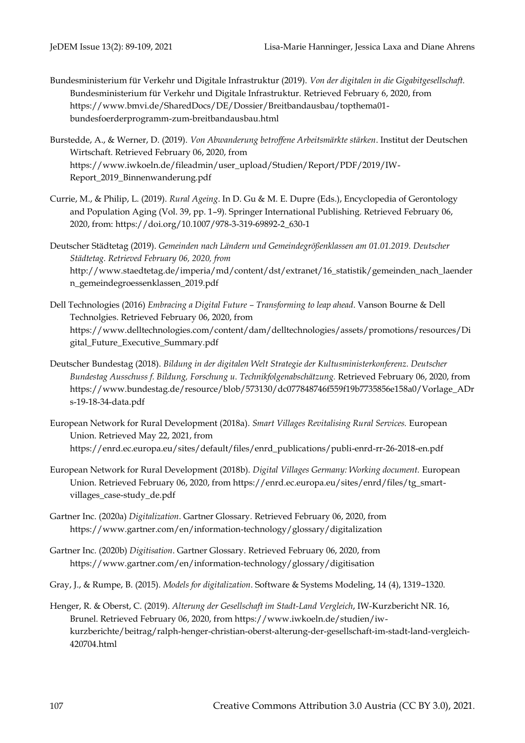Bundesministerium für Verkehr und Digitale Infrastruktur (2019). *Von der digitalen in die Gigabitgesellschaft.* Bundesministerium für Verkehr und Digitale Infrastruktur. Retrieved February 6, 2020, from https://www.bmvi.de/SharedDocs/DE/Dossier/Breitbandausbau/topthema01-bundesfoerderprogramm-zum-breitbandausbau.html

Burstedde, A., & Werner, D. (2019). *Von Abwanderung betroffene Arbeitsmärkte stärken*. Institut der Deutschen Wirtschaft. Retrieved February 06, 2020, from https://www.iwkoeln.de/fileadmin/user_upload/Studien/Report/PDF/2019/IW-Report_2019_Binnenwanderung.pdf

Currie, M., & Philip, L. (2019). *Rural Ageing*. In D. Gu & M. E. Dupre (Eds.), Encyclopedia of Gerontology and Population Aging (Vol. 39, pp. 1–9). Springer International Publishing. Retrieved February 06, 2020, from: https://doi.org/10.1007/978-3-319-69892-2_630-1

Deutscher Städtetag (2019). *Gemeinden nach Ländern und Gemeindegrößenklassen am 01.01.2019. Deutscher Städtetag. Retrieved February 06, 2020, from* http://www.staedtetag.de/imperia/md/content/dst/extranet/16_statistik/gemeinden_nach_laendern_gemeindegroessenklassen_2019.pdf

Dell Technologies (2016) *Embracing a Digital Future – Transforming to leap ahead*. Vanson Bourne & Dell Technolgies. Retrieved February 06, 2020, from https://www.delltechnologies.com/content/dam/delltechnologies/assets/promotions/resources/Digital_Future_Executive_Summary.pdf

Deutscher Bundestag (2018). *Bildung in der digitalen Welt Strategie der Kultusministerkonferenz. Deutscher Bundestag Ausschuss f. Bildung, Forschung u. Technikfolgenabschätzung.* Retrieved February 06, 2020, from https://www.bundestag.de/resource/blob/573130/dc077848746f559f19b7735856e158a0/Vorlage_ADrs-19-18-34-data.pdf

European Network for Rural Development (2018a). *Smart Villages Revitalising Rural Services.* European Union. Retrieved May 22, 2021, from https://enrd.ec.europa.eu/sites/default/files/enrd_publications/publi-enrd-rr-26-2018-en.pdf

European Network for Rural Development (2018b). *Digital Villages Germany: Working document.* European Union. Retrieved February 06, 2020, from https://enrd.ec.europa.eu/sites/enrd/files/tg_smart-villages_case-study_de.pdf

Gartner Inc. (2020a) *Digitalization*. Gartner Glossary. Retrieved February 06, 2020, from https://www.gartner.com/en/information-technology/glossary/digitalization

Gartner Inc. (2020b) *Digitisation*. Gartner Glossary. Retrieved February 06, 2020, from https://www.gartner.com/en/information-technology/glossary/digitisation

Gray, J., & Rumpe, B. (2015). *Models for digitalization*. Software & Systems Modeling, 14 (4), 1319–1320.

Henger, R. & Oberst, C. (2019). *Alterung der Gesellschaft im Stadt-Land Vergleich*, IW-Kurzbericht NR. 16, Brunel. Retrieved February 06, 2020, from https://www.iwkoeln.de/studien/iw-kurzberichte/beitrag/ralph-henger-christian-oberst-alterung-der-gesellschaft-im-stadt-land-vergleich-420704.html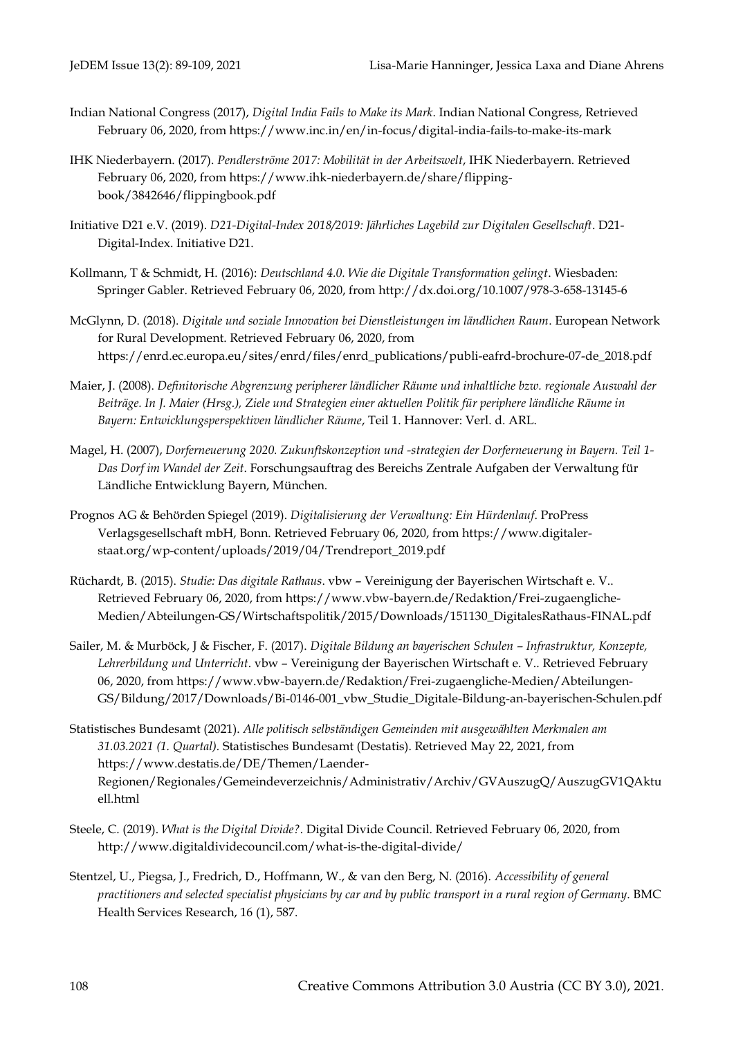Indian National Congress (2017), *Digital India Fails to Make its Mark*. Indian National Congress, Retrieved February 06, 2020, from https://www.inc.in/en/in-focus/digital-india-fails-to-make-its-mark

IHK Niederbayern. (2017). *Pendlerströme 2017: Mobilität in der Arbeitswelt*, IHK Niederbayern. Retrieved February 06, 2020, from https://www.ihk-niederbayern.de/share/flipping-book/3842646/flippingbook.pdf

Initiative D21 e.V. (2019). *D21-Digital-Index 2018/2019: Jährliches Lagebild zur Digitalen Gesellschaft*. D21-Digital-Index. Initiative D21.

Kollmann, T & Schmidt, H. (2016): *Deutschland 4.0. Wie die Digitale Transformation gelingt*. Wiesbaden: Springer Gabler. Retrieved February 06, 2020, from http://dx.doi.org/10.1007/978-3-658-13145-6

McGlynn, D. (2018). *Digitale und soziale Innovation bei Dienstleistungen im ländlichen Raum*. European Network for Rural Development. Retrieved February 06, 2020, from https://enrd.ec.europa.eu/sites/enrd/files/enrd_publications/publi-eafrd-brochure-07-de_2018.pdf

Maier, J. (2008). *Definitorische Abgrenzung peripherer ländlicher Räume und inhaltliche bzw. regionale Auswahl der Beiträge. In J. Maier (Hrsg.), Ziele und Strategien einer aktuellen Politik für periphere ländliche Räume in Bayern: Entwicklungsperspektiven ländlicher Räume*, Teil 1. Hannover: Verl. d. ARL.

Magel, H. (2007), *Dorferneuerung 2020. Zukunftskonzeption und -strategien der Dorferneuerung in Bayern. Teil 1- Das Dorf im Wandel der Zeit*. Forschungsauftrag des Bereichs Zentrale Aufgaben der Verwaltung für Ländliche Entwicklung Bayern, München.

Prognos AG & Behörden Spiegel (2019). *Digitalisierung der Verwaltung: Ein Hürdenlauf*. ProPress Verlagsgesellschaft mbH, Bonn. Retrieved February 06, 2020, from https://www.digitaler-staat.org/wp-content/uploads/2019/04/Trendreport_2019.pdf

Rüchardt, B. (2015). *Studie: Das digitale Rathaus*. vbw – Vereinigung der Bayerischen Wirtschaft e. V.. Retrieved February 06, 2020, from https://www.vbw-bayern.de/Redaktion/Frei-zugaengliche-Medien/Abteilungen-GS/Wirtschaftspolitik/2015/Downloads/151130_DigitalesRathaus-FINAL.pdf

Sailer, M. & Murböck, J & Fischer, F. (2017). *Digitale Bildung an bayerischen Schulen – Infrastruktur, Konzepte, Lehrerbildung und Unterricht*. vbw – Vereinigung der Bayerischen Wirtschaft e. V.. Retrieved February 06, 2020, from https://www.vbw-bayern.de/Redaktion/Frei-zugaengliche-Medien/Abteilungen-GS/Bildung/2017/Downloads/Bi-0146-001_vbw_Studie_Digitale-Bildung-an-bayerischen-Schulen.pdf

Statistisches Bundesamt (2021). *Alle politisch selbständigen Gemeinden mit ausgewählten Merkmalen am 31.03.2021 (1. Quartal).* Statistisches Bundesamt (Destatis). Retrieved May 22, 2021, from https://www.destatis.de/DE/Themen/Laender-Regionen/Regionales/Gemeindeverzeichnis/Administrativ/Archiv/GVAuszugQ/AuszugGV1QAktuell.html

Steele, C. (2019). *What is the Digital Divide?*. Digital Divide Council. Retrieved February 06, 2020, from http://www.digitaldividecouncil.com/what-is-the-digital-divide/

Stentzel, U., Piegsa, J., Fredrich, D., Hoffmann, W., & van den Berg, N. (2016). *Accessibility of general practitioners and selected specialist physicians by car and by public transport in a rural region of Germany*. BMC Health Services Research, 16 (1), 587.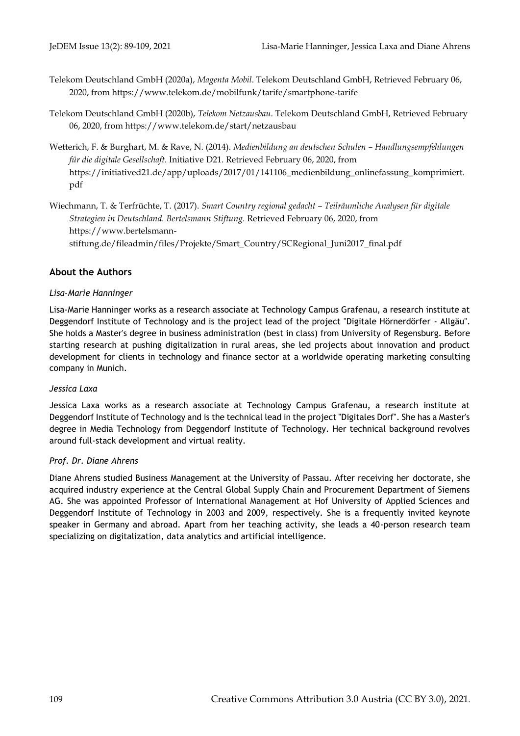Telekom Deutschland GmbH (2020a), *Magenta Mobil*. Telekom Deutschland GmbH, Retrieved February 06, 2020, from https://www.telekom.de/mobilfunk/tarife/smartphone-tarife

Telekom Deutschland GmbH (2020b), *Telekom Netzausbau*. Telekom Deutschland GmbH, Retrieved February 06, 2020, from https://www.telekom.de/start/netzausbau

Wetterich, F. & Burghart, M. & Rave, N. (2014). *Medienbildung an deutschen Schulen – Handlungsempfehlungen für die digitale Gesellschaft.* Initiative D21. Retrieved February 06, 2020, from https://initiatived21.de/app/uploads/2017/01/141106_medienbildung_onlinefassung_komprimiert.pdf

Wiechmann, T. & Terfrüchte, T. (2017). *Smart Country regional gedacht – Teilräumliche Analysen für digitale Strategien in Deutschland. Bertelsmann Stiftung.* Retrieved February 06, 2020, from https://www.bertelsmann-stiftung.de/fileadmin/files/Projekte/Smart_Country/SCRegional_Juni2017_final.pdf

## About the Authors

*Lisa-Marie Hanninger*

Lisa-Marie Hanninger works as a research associate at Technology Campus Grafenau, a research institute at Deggendorf Institute of Technology and is the project lead of the project "Digitale Hörnerdörfer - Allgäu". She holds a Master's degree in business administration (best in class) from University of Regensburg. Before starting research at pushing digitalization in rural areas, she led projects about innovation and product development for clients in technology and finance sector at a worldwide operating marketing consulting company in Munich.

*Jessica Laxa*

Jessica Laxa works as a research associate at Technology Campus Grafenau, a research institute at Deggendorf Institute of Technology and is the technical lead in the project "Digitales Dorf". She has a Master's degree in Media Technology from Deggendorf Institute of Technology. Her technical background revolves around full-stack development and virtual reality.

*Prof. Dr. Diane Ahrens*

Diane Ahrens studied Business Management at the University of Passau. After receiving her doctorate, she acquired industry experience at the Central Global Supply Chain and Procurement Department of Siemens AG. She was appointed Professor of International Management at Hof University of Applied Sciences and Deggendorf Institute of Technology in 2003 and 2009, respectively. She is a frequently invited keynote speaker in Germany and abroad. Apart from her teaching activity, she leads a 40-person research team specializing on digitalization, data analytics and artificial intelligence.